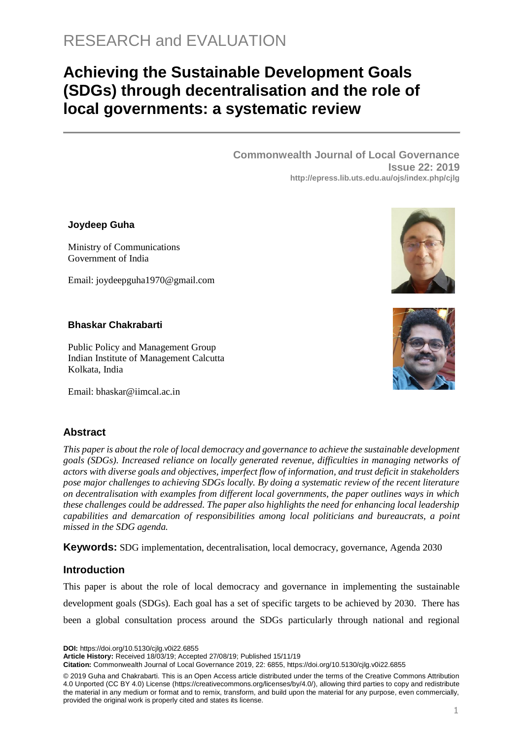RESEARCH and EVALUATION

# Achieving the Sustainable Development Goals (SDGs) through decentralisation and the role of local governments: a systematic review

**Commonwealth Journal of Local Governance**
**Issue 22: 2019**
**http://epress.lib.uts.edu.au/ojs/index.php/cjlg**

**Joydeep Guha**

Ministry of Communications
Government of India

Email: joydeepguha1970@gmail.com

**Bhaskar Chakrabarti**

Public Policy and Management Group
Indian Institute of Management Calcutta
Kolkata, India

Email: bhaskar@iimcal.ac.in

## Abstract

*This paper is about the role of local democracy and governance to achieve the sustainable development goals (SDGs). Increased reliance on locally generated revenue, difficulties in managing networks of actors with diverse goals and objectives, imperfect flow of information, and trust deficit in stakeholders pose major challenges to achieving SDGs locally. By doing a systematic review of the recent literature on decentralisation with examples from different local governments, the paper outlines ways in which these challenges could be addressed. The paper also highlights the need for enhancing local leadership capabilities and demarcation of responsibilities among local politicians and bureaucrats, a point missed in the SDG agenda.*

**Keywords:** SDG implementation, decentralisation, local democracy, governance, Agenda 2030

## Introduction

This paper is about the role of local democracy and governance in implementing the sustainable development goals (SDGs). Each goal has a set of specific targets to be achieved by 2030. There has been a global consultation process around the SDGs particularly through national and regional

**DOI:** https://doi.org/10.5130/cjlg.v0i22.6855
**Article History:** Received 18/03/19; Accepted 27/08/19; Published 15/11/19
**Citation:** Commonwealth Journal of Local Governance 2019, 22: 6855, https://doi.org/10.5130/cjlg.v0i22.6855

© 2019 Guha and Chakrabarti. This is an Open Access article distributed under the terms of the Creative Commons Attribution 4.0 Unported (CC BY 4.0) License (https://creativecommons.org/licenses/by/4.0/), allowing third parties to copy and redistribute the material in any medium or format and to remix, transform, and build upon the material for any purpose, even commercially, provided the original work is properly cited and states its license.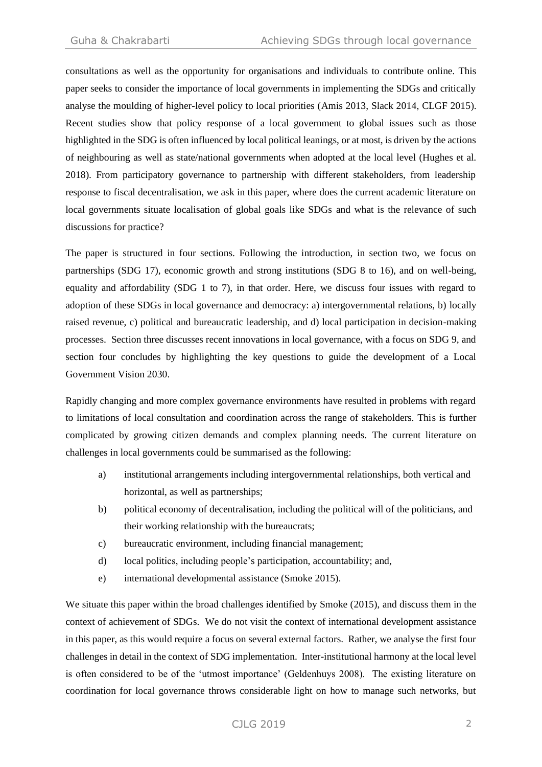consultations as well as the opportunity for organisations and individuals to contribute online. This paper seeks to consider the importance of local governments in implementing the SDGs and critically analyse the moulding of higher-level policy to local priorities (Amis 2013, Slack 2014, CLGF 2015). Recent studies show that policy response of a local government to global issues such as those highlighted in the SDG is often influenced by local political leanings, or at most, is driven by the actions of neighbouring as well as state/national governments when adopted at the local level (Hughes et al. 2018). From participatory governance to partnership with different stakeholders, from leadership response to fiscal decentralisation, we ask in this paper, where does the current academic literature on local governments situate localisation of global goals like SDGs and what is the relevance of such discussions for practice?

The paper is structured in four sections. Following the introduction, in section two, we focus on partnerships (SDG 17), economic growth and strong institutions (SDG 8 to 16), and on well-being, equality and affordability (SDG 1 to 7), in that order. Here, we discuss four issues with regard to adoption of these SDGs in local governance and democracy: a) intergovernmental relations, b) locally raised revenue, c) political and bureaucratic leadership, and d) local participation in decision-making processes. Section three discusses recent innovations in local governance, with a focus on SDG 9, and section four concludes by highlighting the key questions to guide the development of a Local Government Vision 2030.

Rapidly changing and more complex governance environments have resulted in problems with regard to limitations of local consultation and coordination across the range of stakeholders. This is further complicated by growing citizen demands and complex planning needs. The current literature on challenges in local governments could be summarised as the following:

a) institutional arrangements including intergovernmental relationships, both vertical and horizontal, as well as partnerships;
b) political economy of decentralisation, including the political will of the politicians, and their working relationship with the bureaucrats;
c) bureaucratic environment, including financial management;
d) local politics, including people's participation, accountability; and,
e) international developmental assistance (Smoke 2015).

We situate this paper within the broad challenges identified by Smoke (2015), and discuss them in the context of achievement of SDGs. We do not visit the context of international development assistance in this paper, as this would require a focus on several external factors. Rather, we analyse the first four challenges in detail in the context of SDG implementation. Inter-institutional harmony at the local level is often considered to be of the 'utmost importance' (Geldenhuys 2008). The existing literature on coordination for local governance throws considerable light on how to manage such networks, but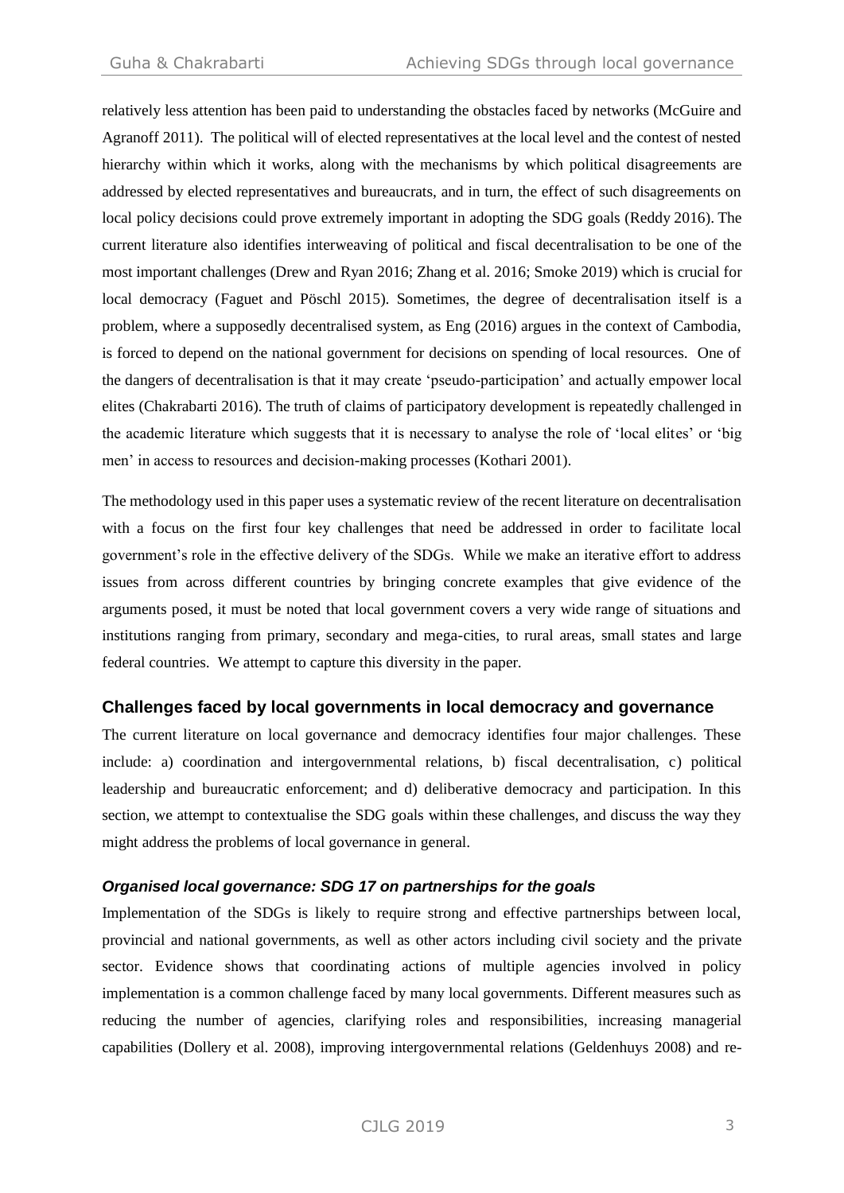relatively less attention has been paid to understanding the obstacles faced by networks (McGuire and Agranoff 2011). The political will of elected representatives at the local level and the contest of nested hierarchy within which it works, along with the mechanisms by which political disagreements are addressed by elected representatives and bureaucrats, and in turn, the effect of such disagreements on local policy decisions could prove extremely important in adopting the SDG goals (Reddy 2016). The current literature also identifies interweaving of political and fiscal decentralisation to be one of the most important challenges (Drew and Ryan 2016; Zhang et al. 2016; Smoke 2019) which is crucial for local democracy (Faguet and Pöschl 2015). Sometimes, the degree of decentralisation itself is a problem, where a supposedly decentralised system, as Eng (2016) argues in the context of Cambodia, is forced to depend on the national government for decisions on spending of local resources. One of the dangers of decentralisation is that it may create 'pseudo-participation' and actually empower local elites (Chakrabarti 2016). The truth of claims of participatory development is repeatedly challenged in the academic literature which suggests that it is necessary to analyse the role of 'local elites' or 'big men' in access to resources and decision-making processes (Kothari 2001).

The methodology used in this paper uses a systematic review of the recent literature on decentralisation with a focus on the first four key challenges that need be addressed in order to facilitate local government's role in the effective delivery of the SDGs. While we make an iterative effort to address issues from across different countries by bringing concrete examples that give evidence of the arguments posed, it must be noted that local government covers a very wide range of situations and institutions ranging from primary, secondary and mega-cities, to rural areas, small states and large federal countries. We attempt to capture this diversity in the paper.

## Challenges faced by local governments in local democracy and governance

The current literature on local governance and democracy identifies four major challenges. These include: a) coordination and intergovernmental relations, b) fiscal decentralisation, c) political leadership and bureaucratic enforcement; and d) deliberative democracy and participation. In this section, we attempt to contextualise the SDG goals within these challenges, and discuss the way they might address the problems of local governance in general.

### *Organised local governance: SDG 17 on partnerships for the goals*

Implementation of the SDGs is likely to require strong and effective partnerships between local, provincial and national governments, as well as other actors including civil society and the private sector. Evidence shows that coordinating actions of multiple agencies involved in policy implementation is a common challenge faced by many local governments. Different measures such as reducing the number of agencies, clarifying roles and responsibilities, increasing managerial capabilities (Dollery et al. 2008), improving intergovernmental relations (Geldenhuys 2008) and re-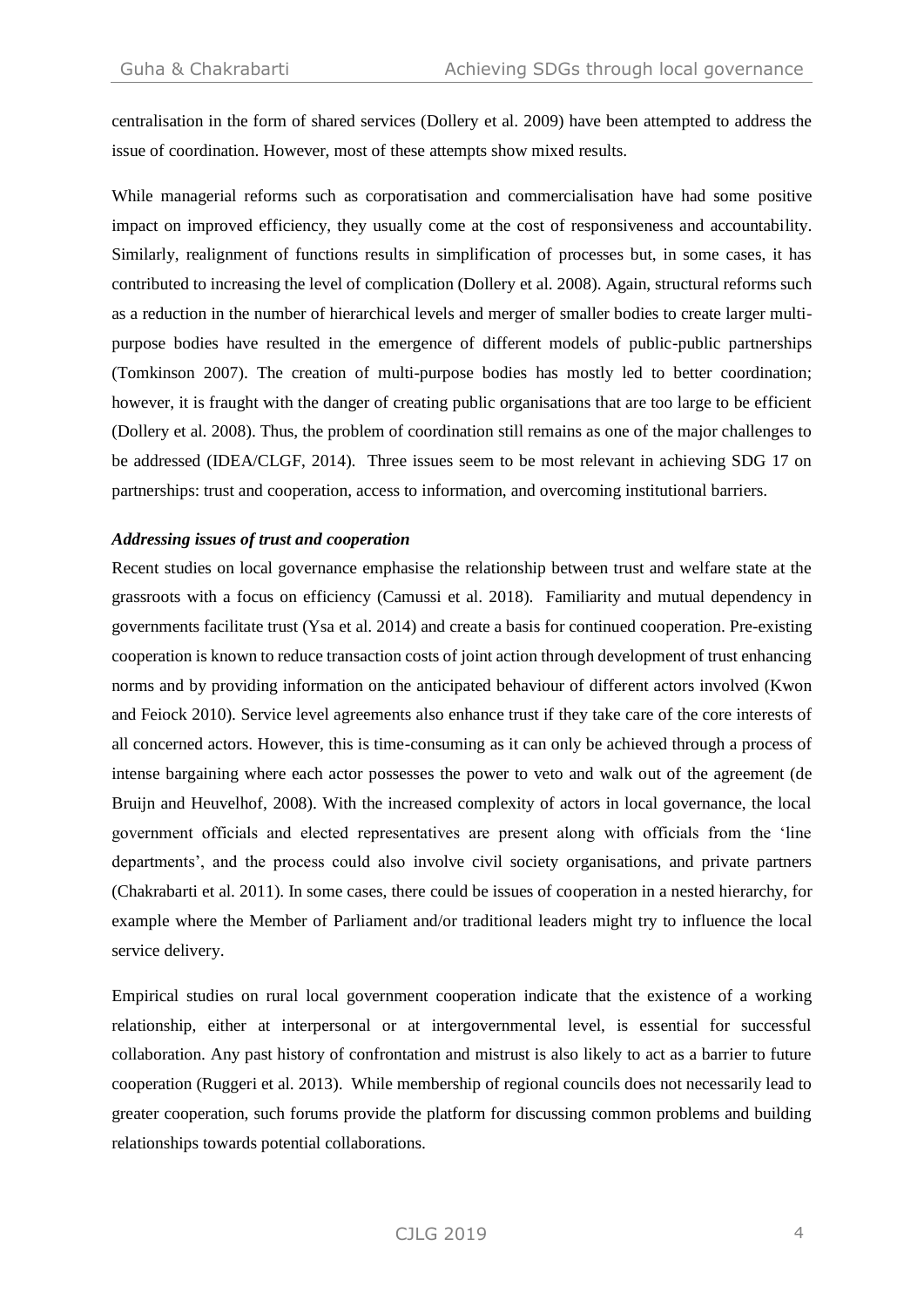centralisation in the form of shared services (Dollery et al. 2009) have been attempted to address the issue of coordination. However, most of these attempts show mixed results.

While managerial reforms such as corporatisation and commercialisation have had some positive impact on improved efficiency, they usually come at the cost of responsiveness and accountability. Similarly, realignment of functions results in simplification of processes but, in some cases, it has contributed to increasing the level of complication (Dollery et al. 2008). Again, structural reforms such as a reduction in the number of hierarchical levels and merger of smaller bodies to create larger multi-purpose bodies have resulted in the emergence of different models of public-public partnerships (Tomkinson 2007). The creation of multi-purpose bodies has mostly led to better coordination; however, it is fraught with the danger of creating public organisations that are too large to be efficient (Dollery et al. 2008). Thus, the problem of coordination still remains as one of the major challenges to be addressed (IDEA/CLGF, 2014). Three issues seem to be most relevant in achieving SDG 17 on partnerships: trust and cooperation, access to information, and overcoming institutional barriers.

***Addressing issues of trust and cooperation***

Recent studies on local governance emphasise the relationship between trust and welfare state at the grassroots with a focus on efficiency (Camussi et al. 2018). Familiarity and mutual dependency in governments facilitate trust (Ysa et al. 2014) and create a basis for continued cooperation. Pre-existing cooperation is known to reduce transaction costs of joint action through development of trust enhancing norms and by providing information on the anticipated behaviour of different actors involved (Kwon and Feiock 2010). Service level agreements also enhance trust if they take care of the core interests of all concerned actors. However, this is time-consuming as it can only be achieved through a process of intense bargaining where each actor possesses the power to veto and walk out of the agreement (de Bruijn and Heuvelhof, 2008). With the increased complexity of actors in local governance, the local government officials and elected representatives are present along with officials from the 'line departments', and the process could also involve civil society organisations, and private partners (Chakrabarti et al. 2011). In some cases, there could be issues of cooperation in a nested hierarchy, for example where the Member of Parliament and/or traditional leaders might try to influence the local service delivery.

Empirical studies on rural local government cooperation indicate that the existence of a working relationship, either at interpersonal or at intergovernmental level, is essential for successful collaboration. Any past history of confrontation and mistrust is also likely to act as a barrier to future cooperation (Ruggeri et al. 2013). While membership of regional councils does not necessarily lead to greater cooperation, such forums provide the platform for discussing common problems and building relationships towards potential collaborations.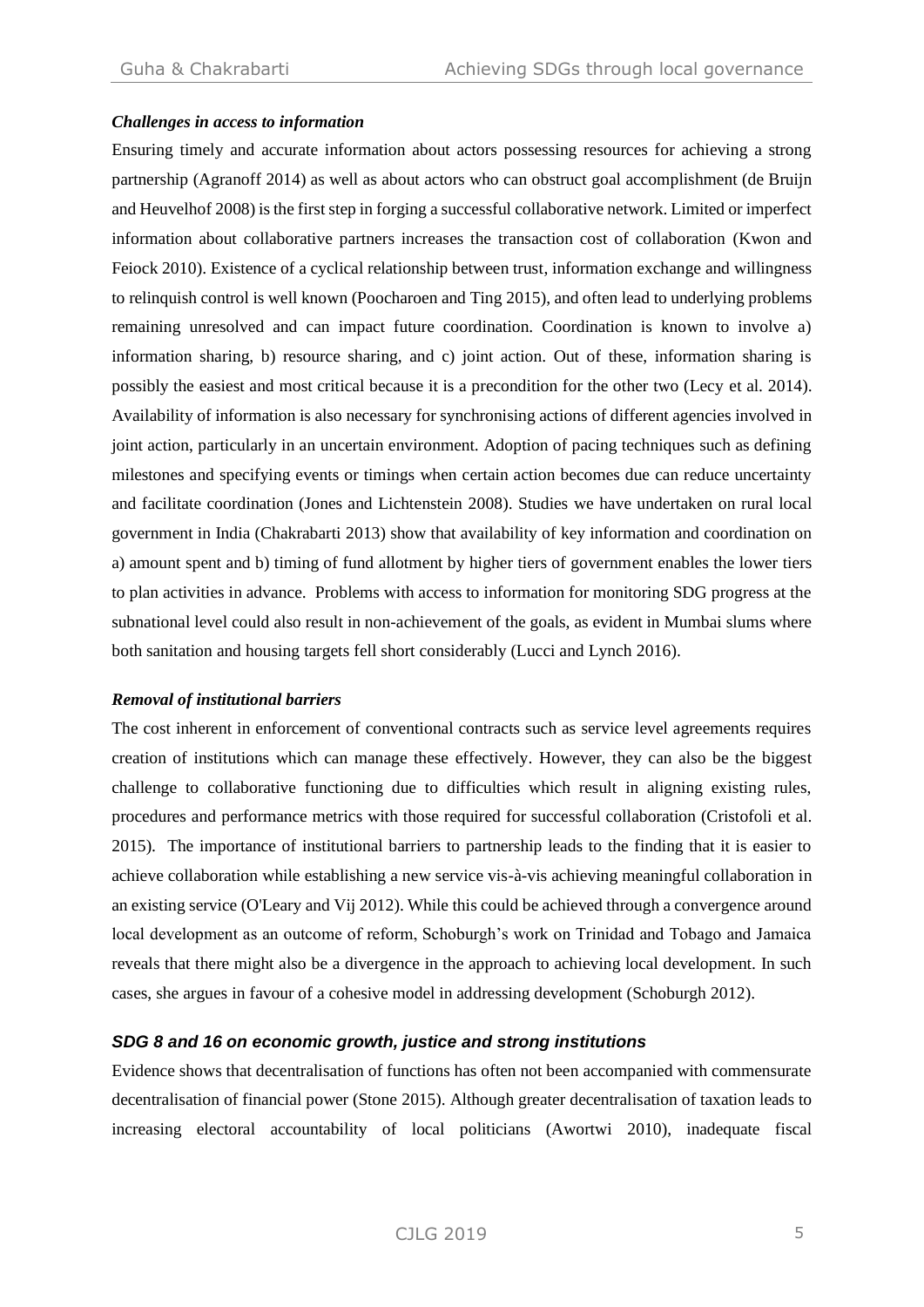### *Challenges in access to information*

Ensuring timely and accurate information about actors possessing resources for achieving a strong partnership (Agranoff 2014) as well as about actors who can obstruct goal accomplishment (de Bruijn and Heuvelhof 2008) is the first step in forging a successful collaborative network. Limited or imperfect information about collaborative partners increases the transaction cost of collaboration (Kwon and Feiock 2010). Existence of a cyclical relationship between trust, information exchange and willingness to relinquish control is well known (Poocharoen and Ting 2015), and often lead to underlying problems remaining unresolved and can impact future coordination. Coordination is known to involve a) information sharing, b) resource sharing, and c) joint action. Out of these, information sharing is possibly the easiest and most critical because it is a precondition for the other two (Lecy et al. 2014). Availability of information is also necessary for synchronising actions of different agencies involved in joint action, particularly in an uncertain environment. Adoption of pacing techniques such as defining milestones and specifying events or timings when certain action becomes due can reduce uncertainty and facilitate coordination (Jones and Lichtenstein 2008). Studies we have undertaken on rural local government in India (Chakrabarti 2013) show that availability of key information and coordination on a) amount spent and b) timing of fund allotment by higher tiers of government enables the lower tiers to plan activities in advance. Problems with access to information for monitoring SDG progress at the subnational level could also result in non-achievement of the goals, as evident in Mumbai slums where both sanitation and housing targets fell short considerably (Lucci and Lynch 2016).

### *Removal of institutional barriers*

The cost inherent in enforcement of conventional contracts such as service level agreements requires creation of institutions which can manage these effectively. However, they can also be the biggest challenge to collaborative functioning due to difficulties which result in aligning existing rules, procedures and performance metrics with those required for successful collaboration (Cristofoli et al. 2015). The importance of institutional barriers to partnership leads to the finding that it is easier to achieve collaboration while establishing a new service vis-à-vis achieving meaningful collaboration in an existing service (O'Leary and Vij 2012). While this could be achieved through a convergence around local development as an outcome of reform, Schoburgh's work on Trinidad and Tobago and Jamaica reveals that there might also be a divergence in the approach to achieving local development. In such cases, she argues in favour of a cohesive model in addressing development (Schoburgh 2012).

### ***SDG 8 and 16 on economic growth, justice and strong institutions***

Evidence shows that decentralisation of functions has often not been accompanied with commensurate decentralisation of financial power (Stone 2015). Although greater decentralisation of taxation leads to increasing electoral accountability of local politicians (Awortwi 2010), inadequate fiscal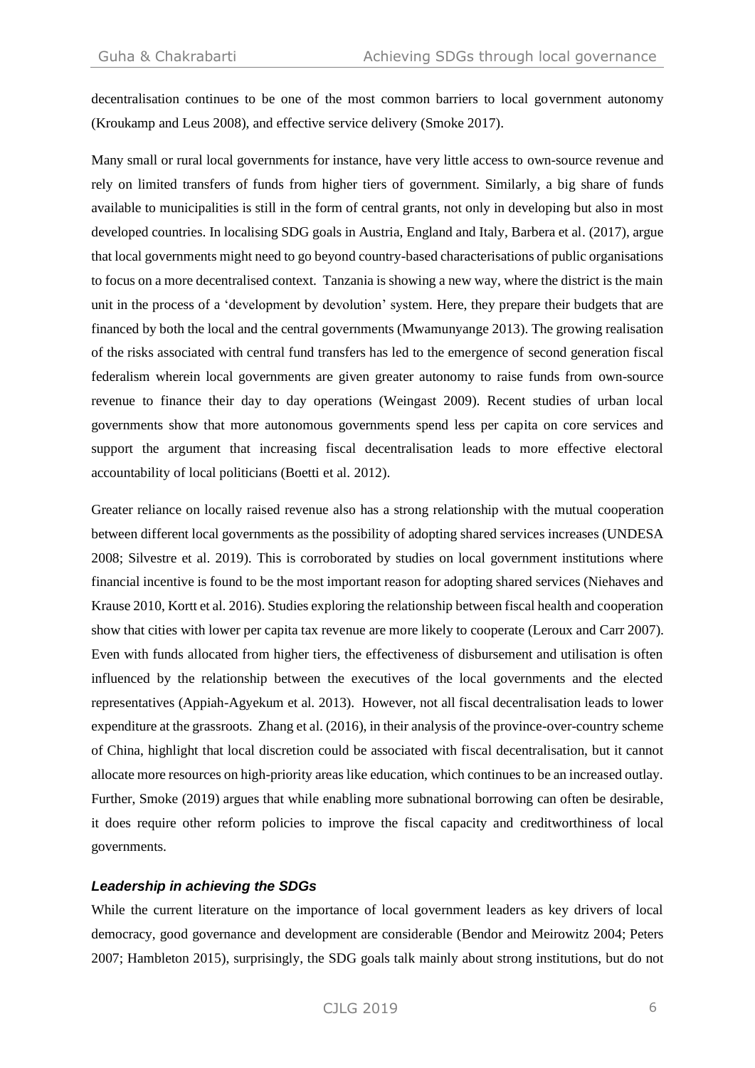decentralisation continues to be one of the most common barriers to local government autonomy (Kroukamp and Leus 2008), and effective service delivery (Smoke 2017).

Many small or rural local governments for instance, have very little access to own-source revenue and rely on limited transfers of funds from higher tiers of government. Similarly, a big share of funds available to municipalities is still in the form of central grants, not only in developing but also in most developed countries. In localising SDG goals in Austria, England and Italy, Barbera et al. (2017), argue that local governments might need to go beyond country-based characterisations of public organisations to focus on a more decentralised context. Tanzania is showing a new way, where the district is the main unit in the process of a 'development by devolution' system. Here, they prepare their budgets that are financed by both the local and the central governments (Mwamunyange 2013). The growing realisation of the risks associated with central fund transfers has led to the emergence of second generation fiscal federalism wherein local governments are given greater autonomy to raise funds from own-source revenue to finance their day to day operations (Weingast 2009). Recent studies of urban local governments show that more autonomous governments spend less per capita on core services and support the argument that increasing fiscal decentralisation leads to more effective electoral accountability of local politicians (Boetti et al. 2012).

Greater reliance on locally raised revenue also has a strong relationship with the mutual cooperation between different local governments as the possibility of adopting shared services increases (UNDESA 2008; Silvestre et al. 2019). This is corroborated by studies on local government institutions where financial incentive is found to be the most important reason for adopting shared services (Niehaves and Krause 2010, Kortt et al. 2016). Studies exploring the relationship between fiscal health and cooperation show that cities with lower per capita tax revenue are more likely to cooperate (Leroux and Carr 2007). Even with funds allocated from higher tiers, the effectiveness of disbursement and utilisation is often influenced by the relationship between the executives of the local governments and the elected representatives (Appiah-Agyekum et al. 2013). However, not all fiscal decentralisation leads to lower expenditure at the grassroots. Zhang et al. (2016), in their analysis of the province-over-country scheme of China, highlight that local discretion could be associated with fiscal decentralisation, but it cannot allocate more resources on high-priority areas like education, which continues to be an increased outlay. Further, Smoke (2019) argues that while enabling more subnational borrowing can often be desirable, it does require other reform policies to improve the fiscal capacity and creditworthiness of local governments.

### *Leadership in achieving the SDGs*

While the current literature on the importance of local government leaders as key drivers of local democracy, good governance and development are considerable (Bendor and Meirowitz 2004; Peters 2007; Hambleton 2015), surprisingly, the SDG goals talk mainly about strong institutions, but do not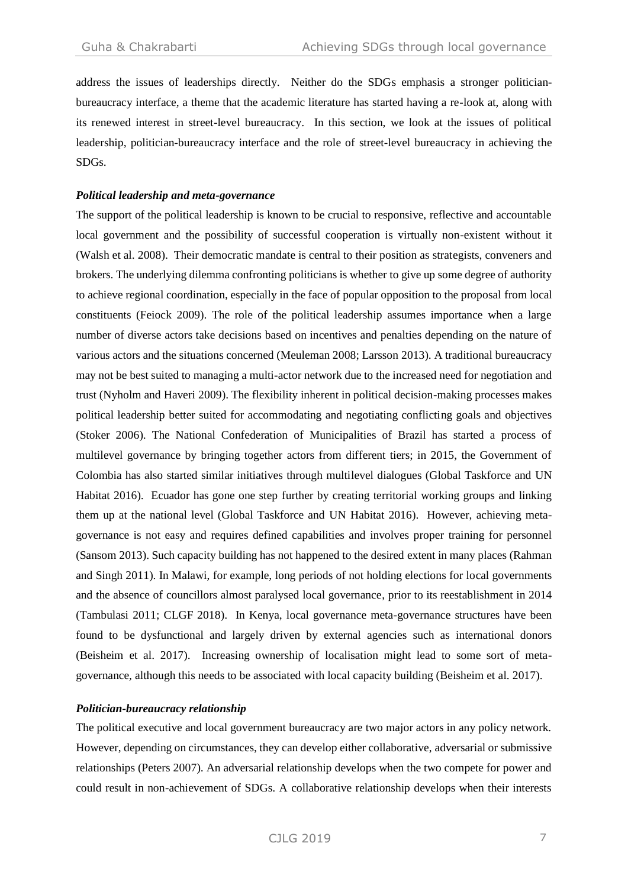address the issues of leaderships directly. Neither do the SDGs emphasis a stronger politician-bureaucracy interface, a theme that the academic literature has started having a re-look at, along with its renewed interest in street-level bureaucracy. In this section, we look at the issues of political leadership, politician-bureaucracy interface and the role of street-level bureaucracy in achieving the SDGs.

***Political leadership and meta-governance***

The support of the political leadership is known to be crucial to responsive, reflective and accountable local government and the possibility of successful cooperation is virtually non-existent without it (Walsh et al. 2008). Their democratic mandate is central to their position as strategists, conveners and brokers. The underlying dilemma confronting politicians is whether to give up some degree of authority to achieve regional coordination, especially in the face of popular opposition to the proposal from local constituents (Feiock 2009). The role of the political leadership assumes importance when a large number of diverse actors take decisions based on incentives and penalties depending on the nature of various actors and the situations concerned (Meuleman 2008; Larsson 2013). A traditional bureaucracy may not be best suited to managing a multi-actor network due to the increased need for negotiation and trust (Nyholm and Haveri 2009). The flexibility inherent in political decision-making processes makes political leadership better suited for accommodating and negotiating conflicting goals and objectives (Stoker 2006). The National Confederation of Municipalities of Brazil has started a process of multilevel governance by bringing together actors from different tiers; in 2015, the Government of Colombia has also started similar initiatives through multilevel dialogues (Global Taskforce and UN Habitat 2016). Ecuador has gone one step further by creating territorial working groups and linking them up at the national level (Global Taskforce and UN Habitat 2016). However, achieving meta-governance is not easy and requires defined capabilities and involves proper training for personnel (Sansom 2013). Such capacity building has not happened to the desired extent in many places (Rahman and Singh 2011). In Malawi, for example, long periods of not holding elections for local governments and the absence of councillors almost paralysed local governance, prior to its reestablishment in 2014 (Tambulasi 2011; CLGF 2018). In Kenya, local governance meta-governance structures have been found to be dysfunctional and largely driven by external agencies such as international donors (Beisheim et al. 2017). Increasing ownership of localisation might lead to some sort of meta-governance, although this needs to be associated with local capacity building (Beisheim et al. 2017).

***Politician-bureaucracy relationship***

The political executive and local government bureaucracy are two major actors in any policy network. However, depending on circumstances, they can develop either collaborative, adversarial or submissive relationships (Peters 2007). An adversarial relationship develops when the two compete for power and could result in non-achievement of SDGs. A collaborative relationship develops when their interests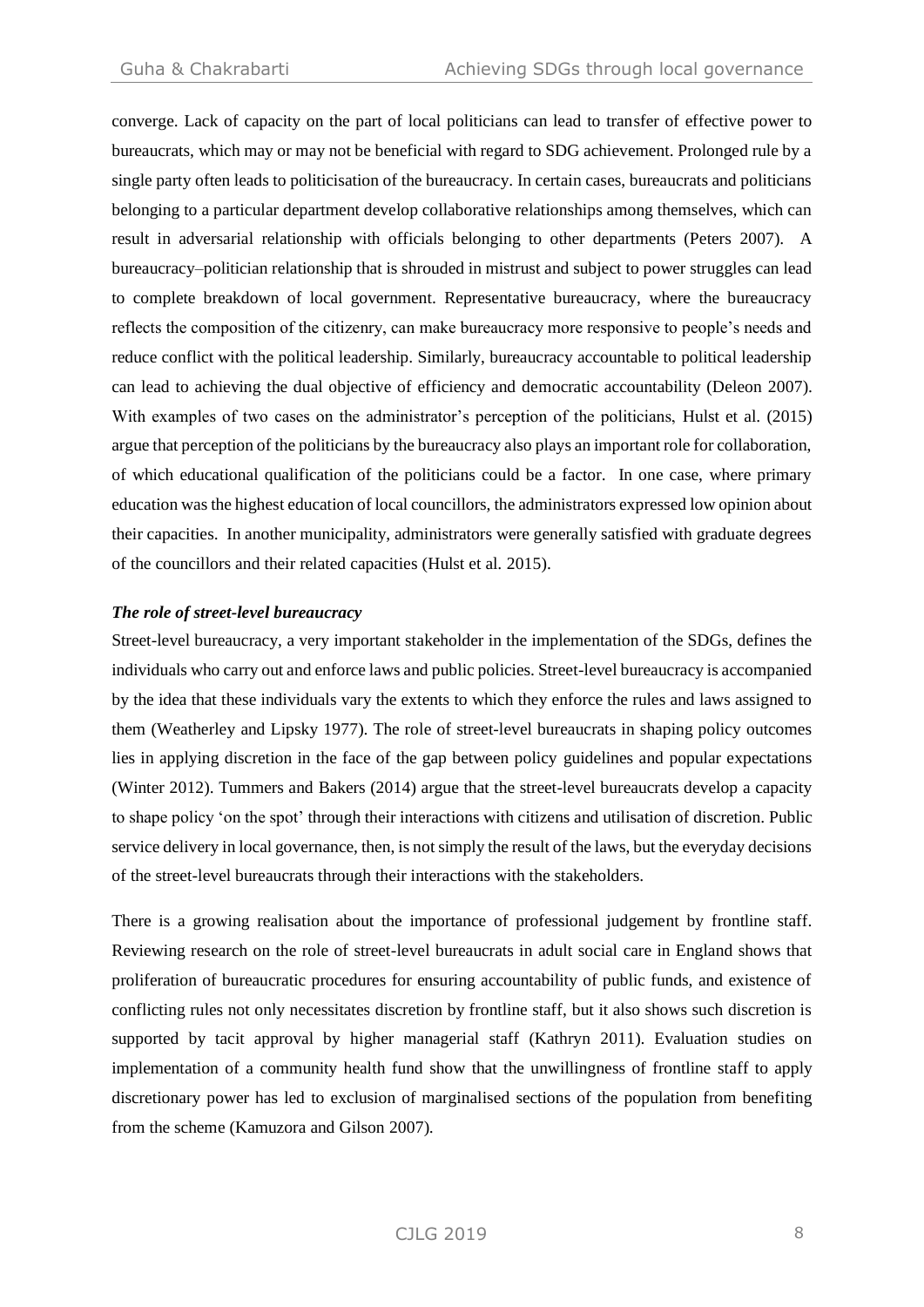converge. Lack of capacity on the part of local politicians can lead to transfer of effective power to bureaucrats, which may or may not be beneficial with regard to SDG achievement. Prolonged rule by a single party often leads to politicisation of the bureaucracy. In certain cases, bureaucrats and politicians belonging to a particular department develop collaborative relationships among themselves, which can result in adversarial relationship with officials belonging to other departments (Peters 2007). A bureaucracy–politician relationship that is shrouded in mistrust and subject to power struggles can lead to complete breakdown of local government. Representative bureaucracy, where the bureaucracy reflects the composition of the citizenry, can make bureaucracy more responsive to people's needs and reduce conflict with the political leadership. Similarly, bureaucracy accountable to political leadership can lead to achieving the dual objective of efficiency and democratic accountability (Deleon 2007). With examples of two cases on the administrator's perception of the politicians, Hulst et al. (2015) argue that perception of the politicians by the bureaucracy also plays an important role for collaboration, of which educational qualification of the politicians could be a factor. In one case, where primary education was the highest education of local councillors, the administrators expressed low opinion about their capacities. In another municipality, administrators were generally satisfied with graduate degrees of the councillors and their related capacities (Hulst et al. 2015).

***The role of street-level bureaucracy***

Street-level bureaucracy, a very important stakeholder in the implementation of the SDGs, defines the individuals who carry out and enforce laws and public policies. Street-level bureaucracy is accompanied by the idea that these individuals vary the extents to which they enforce the rules and laws assigned to them (Weatherley and Lipsky 1977). The role of street-level bureaucrats in shaping policy outcomes lies in applying discretion in the face of the gap between policy guidelines and popular expectations (Winter 2012). Tummers and Bakers (2014) argue that the street-level bureaucrats develop a capacity to shape policy 'on the spot' through their interactions with citizens and utilisation of discretion. Public service delivery in local governance, then, is not simply the result of the laws, but the everyday decisions of the street-level bureaucrats through their interactions with the stakeholders.

There is a growing realisation about the importance of professional judgement by frontline staff. Reviewing research on the role of street-level bureaucrats in adult social care in England shows that proliferation of bureaucratic procedures for ensuring accountability of public funds, and existence of conflicting rules not only necessitates discretion by frontline staff, but it also shows such discretion is supported by tacit approval by higher managerial staff (Kathryn 2011). Evaluation studies on implementation of a community health fund show that the unwillingness of frontline staff to apply discretionary power has led to exclusion of marginalised sections of the population from benefiting from the scheme (Kamuzora and Gilson 2007).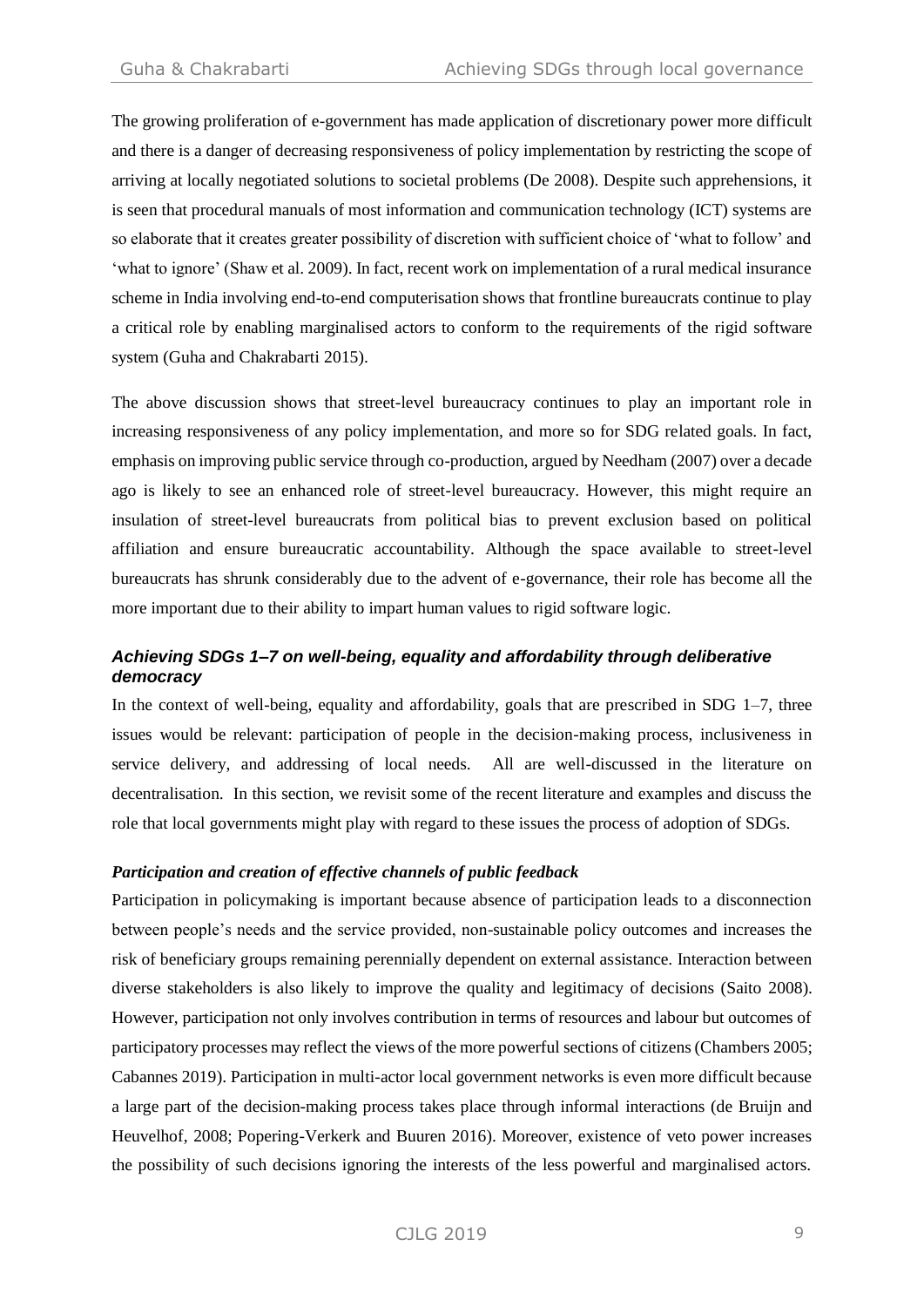The growing proliferation of e-government has made application of discretionary power more difficult and there is a danger of decreasing responsiveness of policy implementation by restricting the scope of arriving at locally negotiated solutions to societal problems (De 2008). Despite such apprehensions, it is seen that procedural manuals of most information and communication technology (ICT) systems are so elaborate that it creates greater possibility of discretion with sufficient choice of 'what to follow' and 'what to ignore' (Shaw et al. 2009). In fact, recent work on implementation of a rural medical insurance scheme in India involving end-to-end computerisation shows that frontline bureaucrats continue to play a critical role by enabling marginalised actors to conform to the requirements of the rigid software system (Guha and Chakrabarti 2015).

The above discussion shows that street-level bureaucracy continues to play an important role in increasing responsiveness of any policy implementation, and more so for SDG related goals. In fact, emphasis on improving public service through co-production, argued by Needham (2007) over a decade ago is likely to see an enhanced role of street-level bureaucracy. However, this might require an insulation of street-level bureaucrats from political bias to prevent exclusion based on political affiliation and ensure bureaucratic accountability. Although the space available to street-level bureaucrats has shrunk considerably due to the advent of e-governance, their role has become all the more important due to their ability to impart human values to rigid software logic.

### *Achieving SDGs 1–7 on well-being, equality and affordability through deliberative democracy*

In the context of well-being, equality and affordability, goals that are prescribed in SDG 1–7, three issues would be relevant: participation of people in the decision-making process, inclusiveness in service delivery, and addressing of local needs. All are well-discussed in the literature on decentralisation. In this section, we revisit some of the recent literature and examples and discuss the role that local governments might play with regard to these issues the process of adoption of SDGs.

#### *Participation and creation of effective channels of public feedback*

Participation in policymaking is important because absence of participation leads to a disconnection between people's needs and the service provided, non-sustainable policy outcomes and increases the risk of beneficiary groups remaining perennially dependent on external assistance. Interaction between diverse stakeholders is also likely to improve the quality and legitimacy of decisions (Saito 2008). However, participation not only involves contribution in terms of resources and labour but outcomes of participatory processes may reflect the views of the more powerful sections of citizens (Chambers 2005; Cabannes 2019). Participation in multi-actor local government networks is even more difficult because a large part of the decision-making process takes place through informal interactions (de Bruijn and Heuvelhof, 2008; Popering-Verkerk and Buuren 2016). Moreover, existence of veto power increases the possibility of such decisions ignoring the interests of the less powerful and marginalised actors.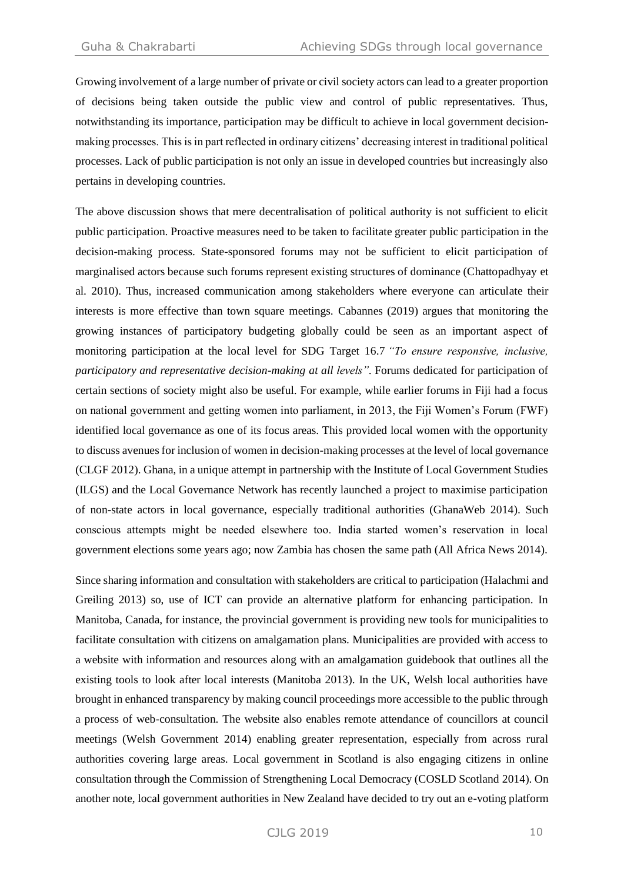Growing involvement of a large number of private or civil society actors can lead to a greater proportion of decisions being taken outside the public view and control of public representatives. Thus, notwithstanding its importance, participation may be difficult to achieve in local government decision-making processes. This is in part reflected in ordinary citizens' decreasing interest in traditional political processes. Lack of public participation is not only an issue in developed countries but increasingly also pertains in developing countries.

The above discussion shows that mere decentralisation of political authority is not sufficient to elicit public participation. Proactive measures need to be taken to facilitate greater public participation in the decision-making process. State-sponsored forums may not be sufficient to elicit participation of marginalised actors because such forums represent existing structures of dominance (Chattopadhyay et al. 2010). Thus, increased communication among stakeholders where everyone can articulate their interests is more effective than town square meetings. Cabannes (2019) argues that monitoring the growing instances of participatory budgeting globally could be seen as an important aspect of monitoring participation at the local level for SDG Target 16.7 *"To ensure responsive, inclusive, participatory and representative decision-making at all levels"*. Forums dedicated for participation of certain sections of society might also be useful. For example, while earlier forums in Fiji had a focus on national government and getting women into parliament, in 2013, the Fiji Women's Forum (FWF) identified local governance as one of its focus areas. This provided local women with the opportunity to discuss avenues for inclusion of women in decision-making processes at the level of local governance (CLGF 2012). Ghana, in a unique attempt in partnership with the Institute of Local Government Studies (ILGS) and the Local Governance Network has recently launched a project to maximise participation of non-state actors in local governance, especially traditional authorities (GhanaWeb 2014). Such conscious attempts might be needed elsewhere too. India started women's reservation in local government elections some years ago; now Zambia has chosen the same path (All Africa News 2014).

Since sharing information and consultation with stakeholders are critical to participation (Halachmi and Greiling 2013) so, use of ICT can provide an alternative platform for enhancing participation. In Manitoba, Canada, for instance, the provincial government is providing new tools for municipalities to facilitate consultation with citizens on amalgamation plans. Municipalities are provided with access to a website with information and resources along with an amalgamation guidebook that outlines all the existing tools to look after local interests (Manitoba 2013). In the UK, Welsh local authorities have brought in enhanced transparency by making council proceedings more accessible to the public through a process of web-consultation. The website also enables remote attendance of councillors at council meetings (Welsh Government 2014) enabling greater representation, especially from across rural authorities covering large areas. Local government in Scotland is also engaging citizens in online consultation through the Commission of Strengthening Local Democracy (COSLD Scotland 2014). On another note, local government authorities in New Zealand have decided to try out an e-voting platform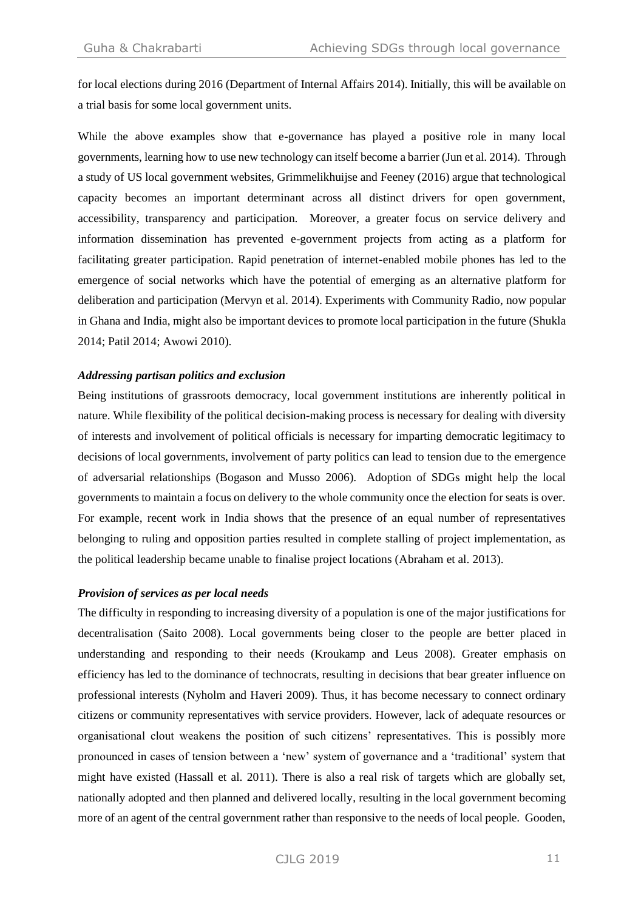for local elections during 2016 (Department of Internal Affairs 2014). Initially, this will be available on a trial basis for some local government units.

While the above examples show that e-governance has played a positive role in many local governments, learning how to use new technology can itself become a barrier (Jun et al. 2014). Through a study of US local government websites, Grimmelikhuijse and Feeney (2016) argue that technological capacity becomes an important determinant across all distinct drivers for open government, accessibility, transparency and participation. Moreover, a greater focus on service delivery and information dissemination has prevented e-government projects from acting as a platform for facilitating greater participation. Rapid penetration of internet-enabled mobile phones has led to the emergence of social networks which have the potential of emerging as an alternative platform for deliberation and participation (Mervyn et al. 2014). Experiments with Community Radio, now popular in Ghana and India, might also be important devices to promote local participation in the future (Shukla 2014; Patil 2014; Awowi 2010).

***Addressing partisan politics and exclusion***

Being institutions of grassroots democracy, local government institutions are inherently political in nature. While flexibility of the political decision-making process is necessary for dealing with diversity of interests and involvement of political officials is necessary for imparting democratic legitimacy to decisions of local governments, involvement of party politics can lead to tension due to the emergence of adversarial relationships (Bogason and Musso 2006). Adoption of SDGs might help the local governments to maintain a focus on delivery to the whole community once the election for seats is over. For example, recent work in India shows that the presence of an equal number of representatives belonging to ruling and opposition parties resulted in complete stalling of project implementation, as the political leadership became unable to finalise project locations (Abraham et al. 2013).

***Provision of services as per local needs***

The difficulty in responding to increasing diversity of a population is one of the major justifications for decentralisation (Saito 2008). Local governments being closer to the people are better placed in understanding and responding to their needs (Kroukamp and Leus 2008). Greater emphasis on efficiency has led to the dominance of technocrats, resulting in decisions that bear greater influence on professional interests (Nyholm and Haveri 2009). Thus, it has become necessary to connect ordinary citizens or community representatives with service providers. However, lack of adequate resources or organisational clout weakens the position of such citizens' representatives. This is possibly more pronounced in cases of tension between a 'new' system of governance and a 'traditional' system that might have existed (Hassall et al. 2011). There is also a real risk of targets which are globally set, nationally adopted and then planned and delivered locally, resulting in the local government becoming more of an agent of the central government rather than responsive to the needs of local people. Gooden,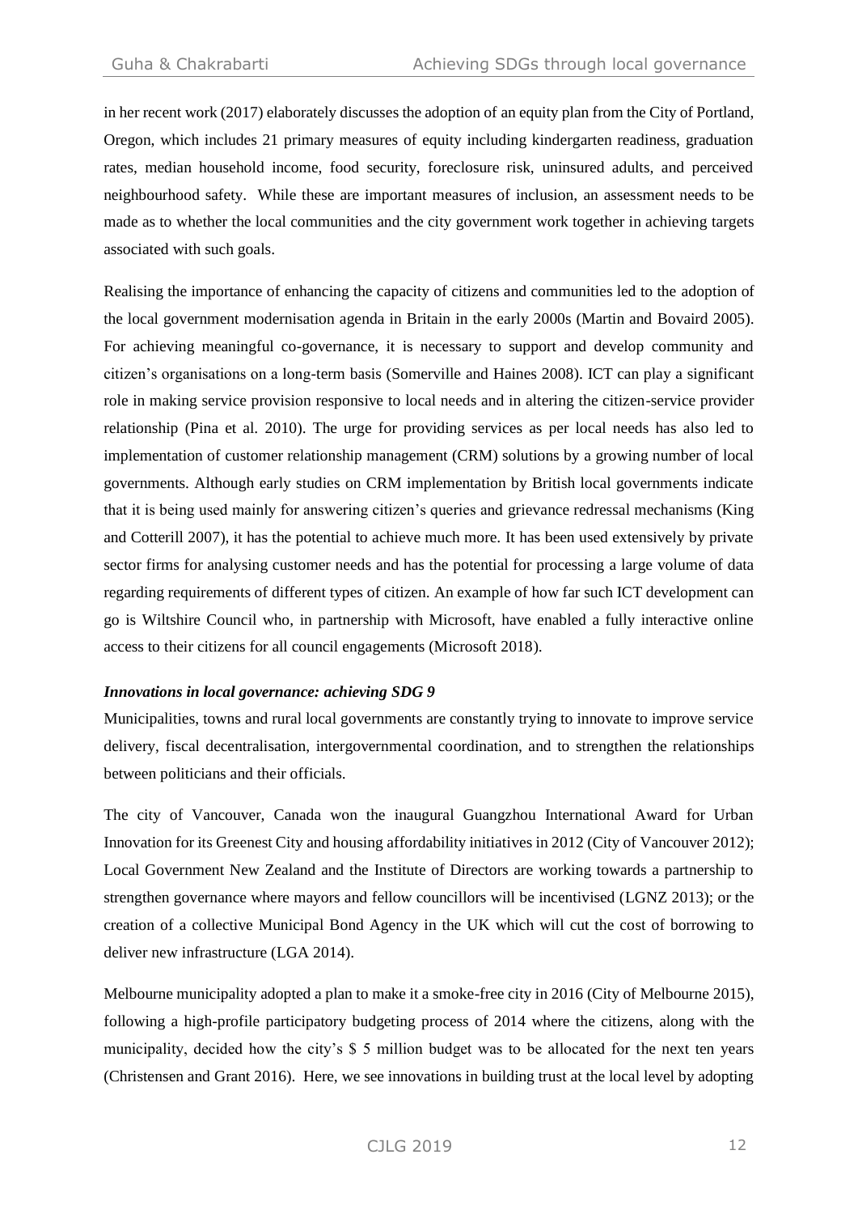in her recent work (2017) elaborately discusses the adoption of an equity plan from the City of Portland, Oregon, which includes 21 primary measures of equity including kindergarten readiness, graduation rates, median household income, food security, foreclosure risk, uninsured adults, and perceived neighbourhood safety. While these are important measures of inclusion, an assessment needs to be made as to whether the local communities and the city government work together in achieving targets associated with such goals.

Realising the importance of enhancing the capacity of citizens and communities led to the adoption of the local government modernisation agenda in Britain in the early 2000s (Martin and Bovaird 2005). For achieving meaningful co-governance, it is necessary to support and develop community and citizen's organisations on a long-term basis (Somerville and Haines 2008). ICT can play a significant role in making service provision responsive to local needs and in altering the citizen-service provider relationship (Pina et al. 2010). The urge for providing services as per local needs has also led to implementation of customer relationship management (CRM) solutions by a growing number of local governments. Although early studies on CRM implementation by British local governments indicate that it is being used mainly for answering citizen's queries and grievance redressal mechanisms (King and Cotterill 2007), it has the potential to achieve much more. It has been used extensively by private sector firms for analysing customer needs and has the potential for processing a large volume of data regarding requirements of different types of citizen. An example of how far such ICT development can go is Wiltshire Council who, in partnership with Microsoft, have enabled a fully interactive online access to their citizens for all council engagements (Microsoft 2018).

***Innovations in local governance: achieving SDG 9***

Municipalities, towns and rural local governments are constantly trying to innovate to improve service delivery, fiscal decentralisation, intergovernmental coordination, and to strengthen the relationships between politicians and their officials.

The city of Vancouver, Canada won the inaugural Guangzhou International Award for Urban Innovation for its Greenest City and housing affordability initiatives in 2012 (City of Vancouver 2012); Local Government New Zealand and the Institute of Directors are working towards a partnership to strengthen governance where mayors and fellow councillors will be incentivised (LGNZ 2013); or the creation of a collective Municipal Bond Agency in the UK which will cut the cost of borrowing to deliver new infrastructure (LGA 2014).

Melbourne municipality adopted a plan to make it a smoke-free city in 2016 (City of Melbourne 2015), following a high-profile participatory budgeting process of 2014 where the citizens, along with the municipality, decided how the city's $ 5 million budget was to be allocated for the next ten years (Christensen and Grant 2016). Here, we see innovations in building trust at the local level by adopting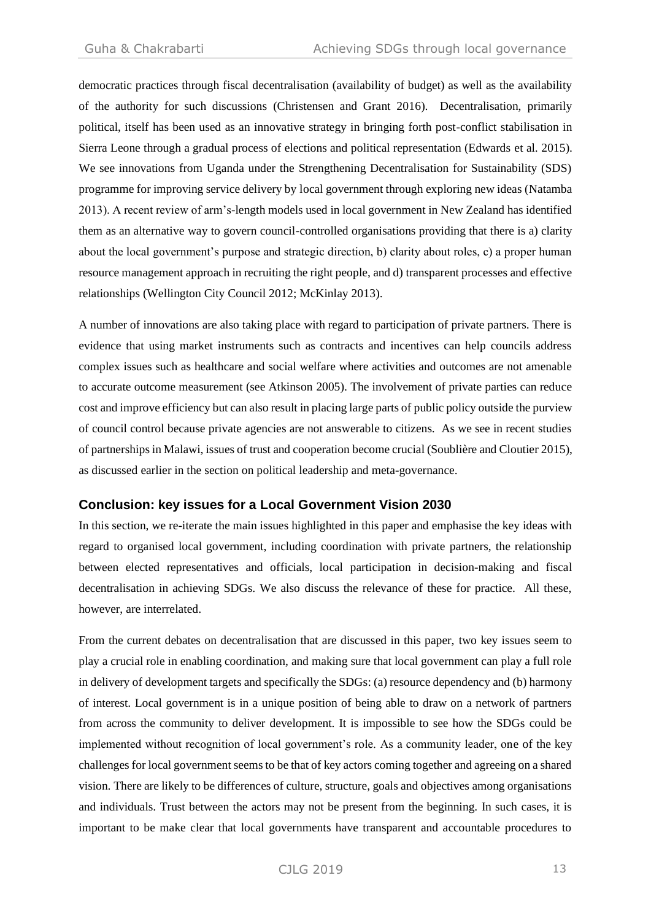democratic practices through fiscal decentralisation (availability of budget) as well as the availability of the authority for such discussions (Christensen and Grant 2016). Decentralisation, primarily political, itself has been used as an innovative strategy in bringing forth post-conflict stabilisation in Sierra Leone through a gradual process of elections and political representation (Edwards et al. 2015). We see innovations from Uganda under the Strengthening Decentralisation for Sustainability (SDS) programme for improving service delivery by local government through exploring new ideas (Natamba 2013). A recent review of arm's-length models used in local government in New Zealand has identified them as an alternative way to govern council-controlled organisations providing that there is a) clarity about the local government's purpose and strategic direction, b) clarity about roles, c) a proper human resource management approach in recruiting the right people, and d) transparent processes and effective relationships (Wellington City Council 2012; McKinlay 2013).

A number of innovations are also taking place with regard to participation of private partners. There is evidence that using market instruments such as contracts and incentives can help councils address complex issues such as healthcare and social welfare where activities and outcomes are not amenable to accurate outcome measurement (see Atkinson 2005). The involvement of private parties can reduce cost and improve efficiency but can also result in placing large parts of public policy outside the purview of council control because private agencies are not answerable to citizens. As we see in recent studies of partnerships in Malawi, issues of trust and cooperation become crucial (Soublière and Cloutier 2015), as discussed earlier in the section on political leadership and meta-governance.

## Conclusion: key issues for a Local Government Vision 2030

In this section, we re-iterate the main issues highlighted in this paper and emphasise the key ideas with regard to organised local government, including coordination with private partners, the relationship between elected representatives and officials, local participation in decision-making and fiscal decentralisation in achieving SDGs. We also discuss the relevance of these for practice. All these, however, are interrelated.

From the current debates on decentralisation that are discussed in this paper, two key issues seem to play a crucial role in enabling coordination, and making sure that local government can play a full role in delivery of development targets and specifically the SDGs: (a) resource dependency and (b) harmony of interest. Local government is in a unique position of being able to draw on a network of partners from across the community to deliver development. It is impossible to see how the SDGs could be implemented without recognition of local government's role. As a community leader, one of the key challenges for local government seems to be that of key actors coming together and agreeing on a shared vision. There are likely to be differences of culture, structure, goals and objectives among organisations and individuals. Trust between the actors may not be present from the beginning. In such cases, it is important to be make clear that local governments have transparent and accountable procedures to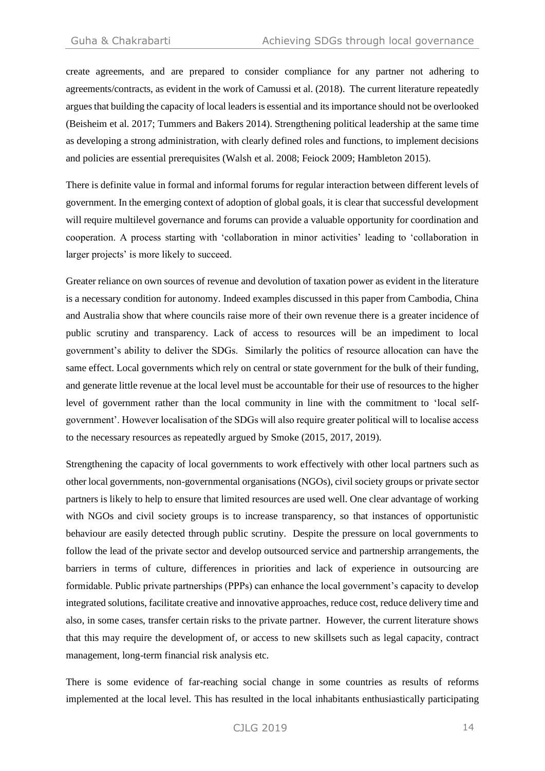create agreements, and are prepared to consider compliance for any partner not adhering to agreements/contracts, as evident in the work of Camussi et al. (2018). The current literature repeatedly argues that building the capacity of local leaders is essential and its importance should not be overlooked (Beisheim et al. 2017; Tummers and Bakers 2014). Strengthening political leadership at the same time as developing a strong administration, with clearly defined roles and functions, to implement decisions and policies are essential prerequisites (Walsh et al. 2008; Feiock 2009; Hambleton 2015).

There is definite value in formal and informal forums for regular interaction between different levels of government. In the emerging context of adoption of global goals, it is clear that successful development will require multilevel governance and forums can provide a valuable opportunity for coordination and cooperation. A process starting with 'collaboration in minor activities' leading to 'collaboration in larger projects' is more likely to succeed.

Greater reliance on own sources of revenue and devolution of taxation power as evident in the literature is a necessary condition for autonomy. Indeed examples discussed in this paper from Cambodia, China and Australia show that where councils raise more of their own revenue there is a greater incidence of public scrutiny and transparency. Lack of access to resources will be an impediment to local government's ability to deliver the SDGs. Similarly the politics of resource allocation can have the same effect. Local governments which rely on central or state government for the bulk of their funding, and generate little revenue at the local level must be accountable for their use of resources to the higher level of government rather than the local community in line with the commitment to 'local self-government'. However localisation of the SDGs will also require greater political will to localise access to the necessary resources as repeatedly argued by Smoke (2015, 2017, 2019).

Strengthening the capacity of local governments to work effectively with other local partners such as other local governments, non-governmental organisations (NGOs), civil society groups or private sector partners is likely to help to ensure that limited resources are used well. One clear advantage of working with NGOs and civil society groups is to increase transparency, so that instances of opportunistic behaviour are easily detected through public scrutiny. Despite the pressure on local governments to follow the lead of the private sector and develop outsourced service and partnership arrangements, the barriers in terms of culture, differences in priorities and lack of experience in outsourcing are formidable. Public private partnerships (PPPs) can enhance the local government's capacity to develop integrated solutions, facilitate creative and innovative approaches, reduce cost, reduce delivery time and also, in some cases, transfer certain risks to the private partner. However, the current literature shows that this may require the development of, or access to new skillsets such as legal capacity, contract management, long-term financial risk analysis etc.

There is some evidence of far-reaching social change in some countries as results of reforms implemented at the local level. This has resulted in the local inhabitants enthusiastically participating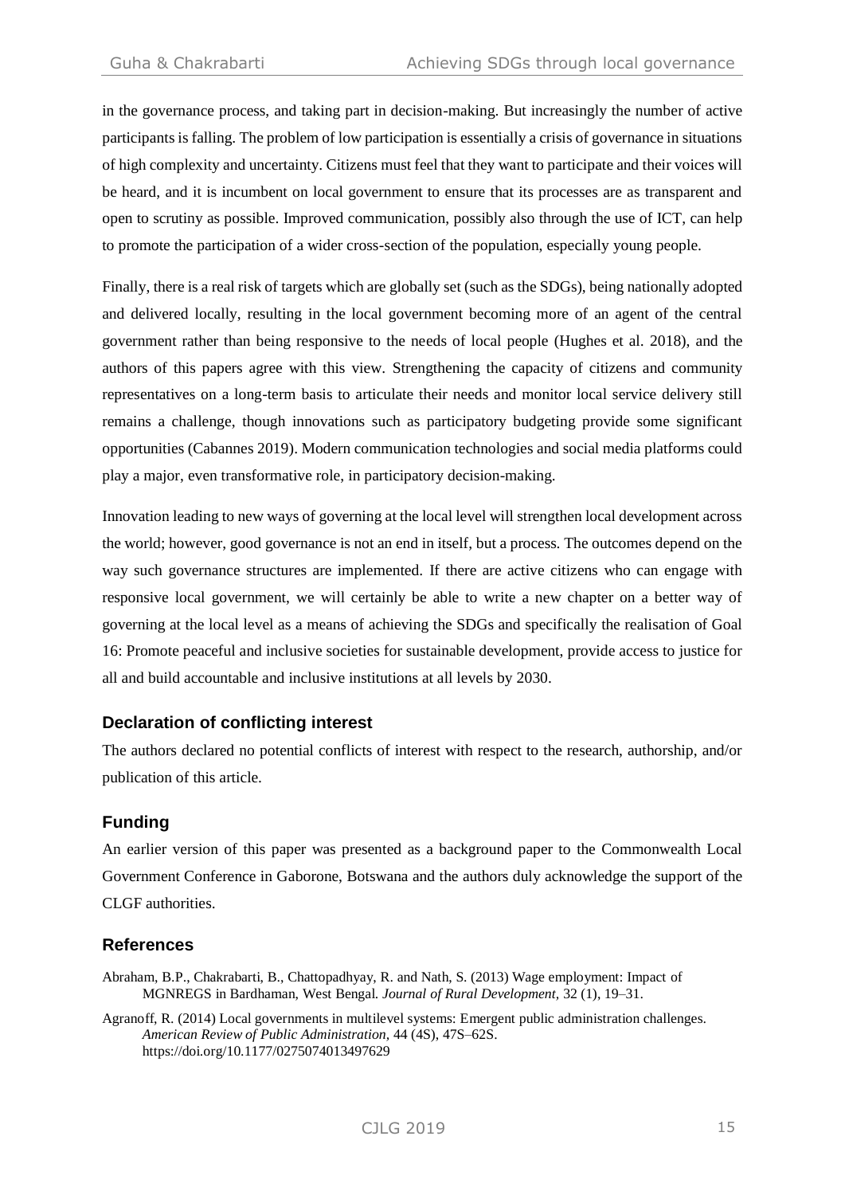in the governance process, and taking part in decision-making. But increasingly the number of active participants is falling. The problem of low participation is essentially a crisis of governance in situations of high complexity and uncertainty. Citizens must feel that they want to participate and their voices will be heard, and it is incumbent on local government to ensure that its processes are as transparent and open to scrutiny as possible. Improved communication, possibly also through the use of ICT, can help to promote the participation of a wider cross-section of the population, especially young people.

Finally, there is a real risk of targets which are globally set (such as the SDGs), being nationally adopted and delivered locally, resulting in the local government becoming more of an agent of the central government rather than being responsive to the needs of local people (Hughes et al. 2018), and the authors of this papers agree with this view. Strengthening the capacity of citizens and community representatives on a long-term basis to articulate their needs and monitor local service delivery still remains a challenge, though innovations such as participatory budgeting provide some significant opportunities (Cabannes 2019). Modern communication technologies and social media platforms could play a major, even transformative role, in participatory decision-making.

Innovation leading to new ways of governing at the local level will strengthen local development across the world; however, good governance is not an end in itself, but a process. The outcomes depend on the way such governance structures are implemented. If there are active citizens who can engage with responsive local government, we will certainly be able to write a new chapter on a better way of governing at the local level as a means of achieving the SDGs and specifically the realisation of Goal 16: Promote peaceful and inclusive societies for sustainable development, provide access to justice for all and build accountable and inclusive institutions at all levels by 2030.

## Declaration of conflicting interest

The authors declared no potential conflicts of interest with respect to the research, authorship, and/or publication of this article.

## Funding

An earlier version of this paper was presented as a background paper to the Commonwealth Local Government Conference in Gaborone, Botswana and the authors duly acknowledge the support of the CLGF authorities.

## References

Abraham, B.P., Chakrabarti, B., Chattopadhyay, R. and Nath, S. (2013) Wage employment: Impact of MGNREGS in Bardhaman, West Bengal. *Journal of Rural Development,* 32 (1), 19–31.

Agranoff, R. (2014) Local governments in multilevel systems: Emergent public administration challenges. *American Review of Public Administration,* 44 (4S), 47S–62S. https://doi.org/10.1177/0275074013497629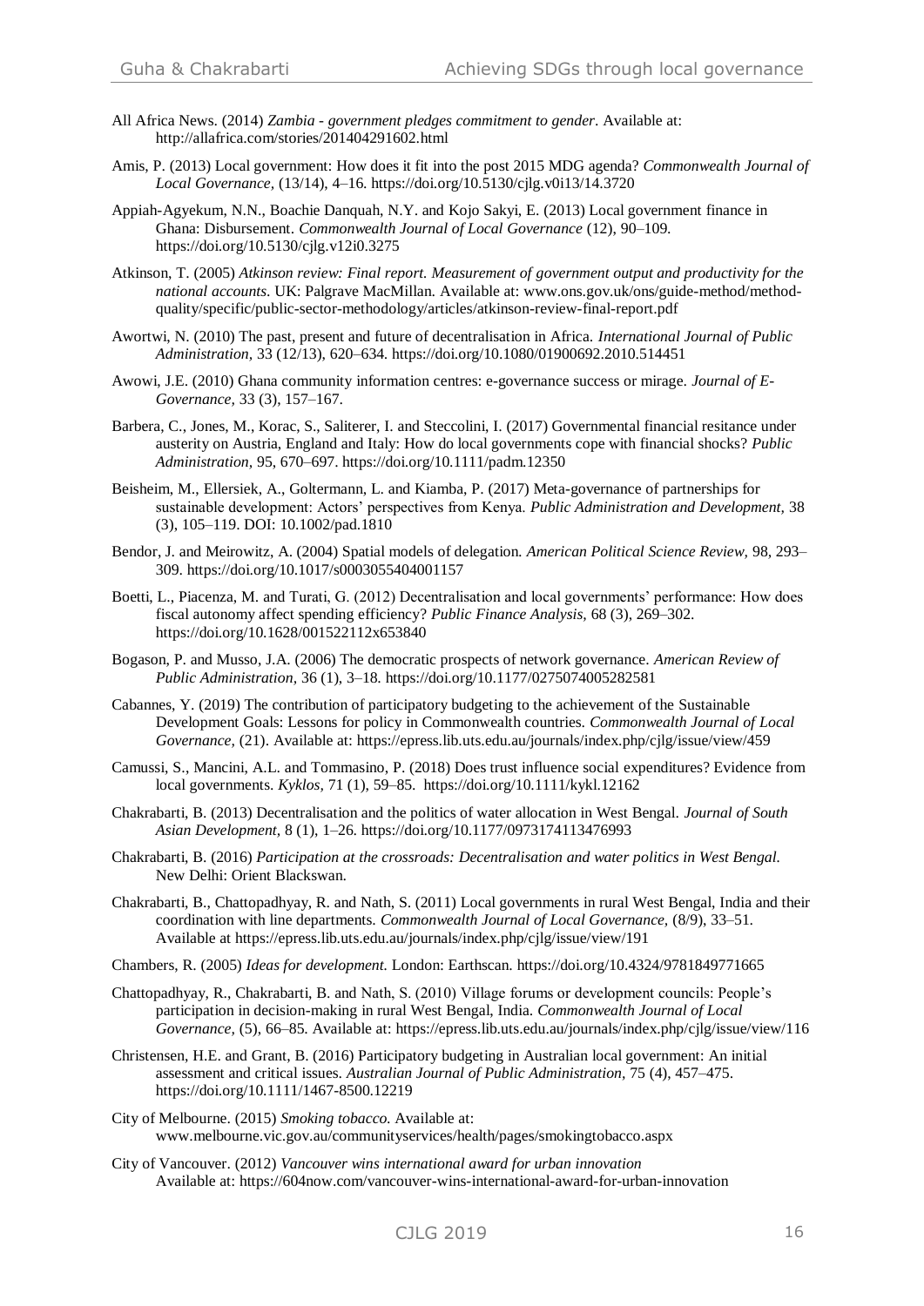All Africa News. (2014) *Zambia - government pledges commitment to gender*. Available at: http://allafrica.com/stories/201404291602.html

Amis, P. (2013) Local government: How does it fit into the post 2015 MDG agenda? *Commonwealth Journal of Local Governance,* (13/14), 4–16. https://doi.org/10.5130/cjlg.v0i13/14.3720

Appiah-Agyekum, N.N., Boachie Danquah, N.Y. and Kojo Sakyi, E. (2013) Local government finance in Ghana: Disbursement. *Commonwealth Journal of Local Governance* (12), 90–109. https://doi.org/10.5130/cjlg.v12i0.3275

Atkinson, T. (2005) *Atkinson review: Final report. Measurement of government output and productivity for the national accounts*. UK: Palgrave MacMillan. Available at: www.ons.gov.uk/ons/guide-method/method-quality/specific/public-sector-methodology/articles/atkinson-review-final-report.pdf

Awortwi, N. (2010) The past, present and future of decentralisation in Africa. *International Journal of Public Administration,* 33 (12/13), 620–634. https://doi.org/10.1080/01900692.2010.514451

Awowi, J.E. (2010) Ghana community information centres: e-governance success or mirage. *Journal of E-Governance,* 33 (3), 157–167.

Barbera, C., Jones, M., Korac, S., Saliterer, I. and Steccolini, I. (2017) Governmental financial resitance under austerity on Austria, England and Italy: How do local governments cope with financial shocks? *Public Administration,* 95, 670–697. https://doi.org/10.1111/padm.12350

Beisheim, M., Ellersiek, A., Goltermann, L. and Kiamba, P. (2017) Meta-governance of partnerships for sustainable development: Actors' perspectives from Kenya. *Public Administration and Development,* 38 (3), 105–119. DOI: 10.1002/pad.1810

Bendor, J. and Meirowitz, A. (2004) Spatial models of delegation. *American Political Science Review,* 98, 293–309. https://doi.org/10.1017/s0003055404001157

Boetti, L., Piacenza, M. and Turati, G. (2012) Decentralisation and local governments' performance: How does fiscal autonomy affect spending efficiency? *Public Finance Analysis,* 68 (3), 269–302. https://doi.org/10.1628/001522112x653840

Bogason, P. and Musso, J.A. (2006) The democratic prospects of network governance. *American Review of Public Administration,* 36 (1), 3–18. https://doi.org/10.1177/0275074005282581

Cabannes, Y. (2019) The contribution of participatory budgeting to the achievement of the Sustainable Development Goals: Lessons for policy in Commonwealth countries. *Commonwealth Journal of Local Governance,* (21). Available at: https://epress.lib.uts.edu.au/journals/index.php/cjlg/issue/view/459

Camussi, S., Mancini, A.L. and Tommasino, P. (2018) Does trust influence social expenditures? Evidence from local governments. *Kyklos,* 71 (1), 59–85. https://doi.org/10.1111/kykl.12162

Chakrabarti, B. (2013) Decentralisation and the politics of water allocation in West Bengal. *Journal of South Asian Development,* 8 (1), 1–26. https://doi.org/10.1177/0973174113476993

Chakrabarti, B. (2016) *Participation at the crossroads: Decentralisation and water politics in West Bengal.* New Delhi: Orient Blackswan.

Chakrabarti, B., Chattopadhyay, R. and Nath, S. (2011) Local governments in rural West Bengal, India and their coordination with line departments. *Commonwealth Journal of Local Governance,* (8/9), 33–51. Available at https://epress.lib.uts.edu.au/journals/index.php/cjlg/issue/view/191

Chambers, R. (2005) *Ideas for development.* London: Earthscan. https://doi.org/10.4324/9781849771665

Chattopadhyay, R., Chakrabarti, B. and Nath, S. (2010) Village forums or development councils: People's participation in decision-making in rural West Bengal, India. *Commonwealth Journal of Local Governance,* (5), 66–85. Available at: https://epress.lib.uts.edu.au/journals/index.php/cjlg/issue/view/116

Christensen, H.E. and Grant, B. (2016) Participatory budgeting in Australian local government: An initial assessment and critical issues. *Australian Journal of Public Administration,* 75 (4), 457–475. https://doi.org/10.1111/1467-8500.12219

City of Melbourne. (2015) *Smoking tobacco.* Available at: www.melbourne.vic.gov.au/communityservices/health/pages/smokingtobacco.aspx

City of Vancouver. (2012) *Vancouver wins international award for urban innovation* Available at: https://604now.com/vancouver-wins-international-award-for-urban-innovation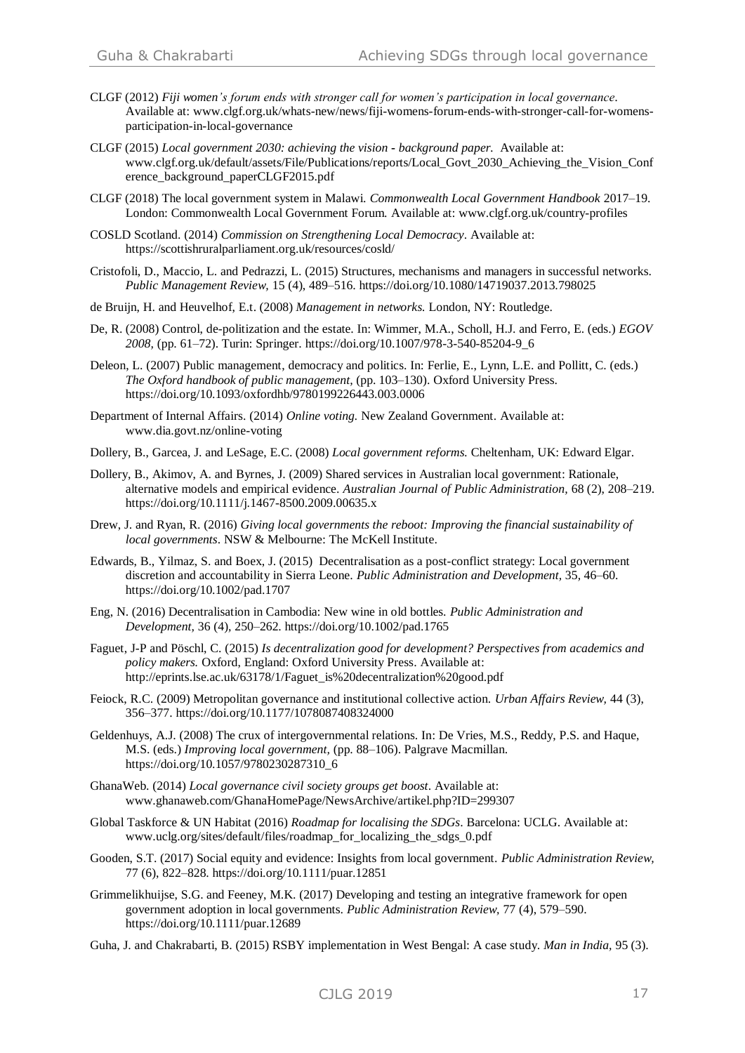CLGF (2012) *Fiji women's forum ends with stronger call for women's participation in local governance*. Available at: www.clgf.org.uk/whats-new/news/fiji-womens-forum-ends-with-stronger-call-for-womens-participation-in-local-governance

CLGF (2015) *Local government 2030: achieving the vision - background paper.* Available at: www.clgf.org.uk/default/assets/File/Publications/reports/Local_Govt_2030_Achieving_the_Vision_Conference_background_paperCLGF2015.pdf

CLGF (2018) The local government system in Malawi. *Commonwealth Local Government Handbook* 2017–19. London: Commonwealth Local Government Forum. Available at: www.clgf.org.uk/country-profiles

COSLD Scotland. (2014) *Commission on Strengthening Local Democracy*. Available at: https://scottishruralparliament.org.uk/resources/cosld/

Cristofoli, D., Maccio, L. and Pedrazzi, L. (2015) Structures, mechanisms and managers in successful networks. *Public Management Review,* 15 (4), 489–516. https://doi.org/10.1080/14719037.2013.798025

de Bruijn, H. and Heuvelhof, E.t. (2008) *Management in networks.* London, NY: Routledge.

De, R. (2008) Control, de-politization and the estate. In: Wimmer, M.A., Scholl, H.J. and Ferro, E. (eds.) *EGOV 2008,* (pp. 61–72). Turin: Springer. https://doi.org/10.1007/978-3-540-85204-9_6

Deleon, L. (2007) Public management, democracy and politics. In: Ferlie, E., Lynn, L.E. and Pollitt, C. (eds.) *The Oxford handbook of public management,* (pp. 103–130). Oxford University Press. https://doi.org/10.1093/oxfordhb/9780199226443.003.0006

Department of Internal Affairs. (2014) *Online voting.* New Zealand Government. Available at: www.dia.govt.nz/online-voting

Dollery, B., Garcea, J. and LeSage, E.C. (2008) *Local government reforms.* Cheltenham, UK: Edward Elgar.

Dollery, B., Akimov, A. and Byrnes, J. (2009) Shared services in Australian local government: Rationale, alternative models and empirical evidence. *Australian Journal of Public Administration,* 68 (2), 208–219. https://doi.org/10.1111/j.1467-8500.2009.00635.x

Drew, J. and Ryan, R. (2016) *Giving local governments the reboot: Improving the financial sustainability of local governments*. NSW & Melbourne: The McKell Institute.

Edwards, B., Yilmaz, S. and Boex, J. (2015) Decentralisation as a post-conflict strategy: Local government discretion and accountability in Sierra Leone. *Public Administration and Development,* 35, 46–60. https://doi.org/10.1002/pad.1707

Eng, N. (2016) Decentralisation in Cambodia: New wine in old bottles. *Public Administration and Development,* 36 (4), 250–262. https://doi.org/10.1002/pad.1765

Faguet, J-P and Pöschl, C. (2015) *Is decentralization good for development? Perspectives from academics and policy makers.* Oxford, England: Oxford University Press. Available at: http://eprints.lse.ac.uk/63178/1/Faguet_is%20decentralization%20good.pdf

Feiock, R.C. (2009) Metropolitan governance and institutional collective action. *Urban Affairs Review,* 44 (3), 356–377. https://doi.org/10.1177/1078087408324000

Geldenhuys, A.J. (2008) The crux of intergovernmental relations. In: De Vries, M.S., Reddy, P.S. and Haque, M.S. (eds.) *Improving local government,* (pp. 88–106). Palgrave Macmillan. https://doi.org/10.1057/9780230287310_6

GhanaWeb. (2014) *Local governance civil society groups get boost*. Available at: www.ghanaweb.com/GhanaHomePage/NewsArchive/artikel.php?ID=299307

Global Taskforce & UN Habitat (2016) *Roadmap for localising the SDGs*. Barcelona: UCLG. Available at: www.uclg.org/sites/default/files/roadmap_for_localizing_the_sdgs_0.pdf

Gooden, S.T. (2017) Social equity and evidence: Insights from local government. *Public Administration Review,* 77 (6), 822–828. https://doi.org/10.1111/puar.12851

Grimmelikhuijse, S.G. and Feeney, M.K. (2017) Developing and testing an integrative framework for open government adoption in local governments. *Public Administration Review,* 77 (4), 579–590. https://doi.org/10.1111/puar.12689

Guha, J. and Chakrabarti, B. (2015) RSBY implementation in West Bengal: A case study. *Man in India,* 95 (3).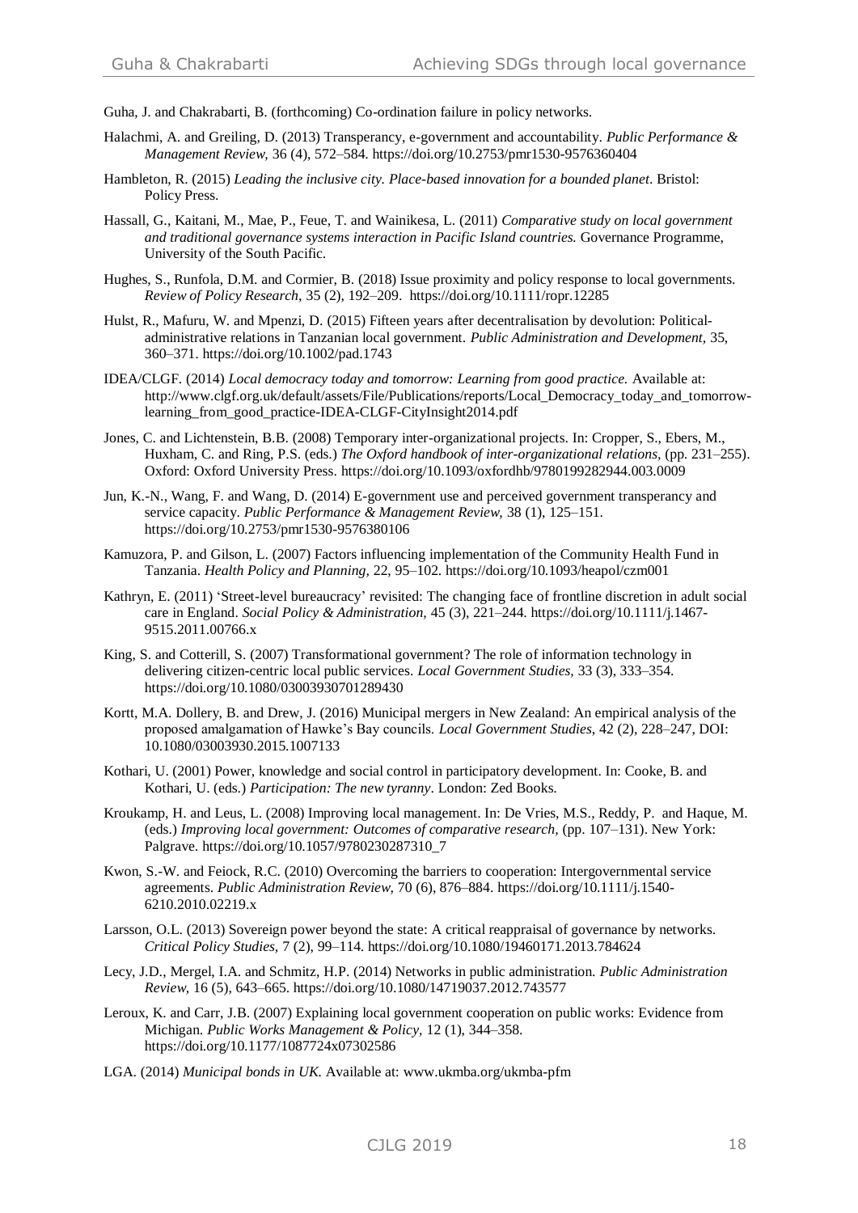Guha, J. and Chakrabarti, B. (forthcoming) Co-ordination failure in policy networks.

Halachmi, A. and Greiling, D. (2013) Transparency, e-government and accountability. *Public Performance & Management Review*, 36 (4), 572–584. https://doi.org/10.2753/pmr1530-9576360404

Hambleton, R. (2015) *Leading the inclusive city. Place-based innovation for a bounded planet*. Bristol: Policy Press.

Hassall, G., Kaitani, M., Mae, P., Feue, T. and Wainikesa, L. (2011) *Comparative study on local government and traditional governance systems interaction in Pacific Island countries.* Governance Programme, University of the South Pacific.

Hughes, S., Runfola, D.M. and Cormier, B. (2018) Issue proximity and policy response to local governments. *Review of Policy Research*, 35 (2), 192–209. https://doi.org/10.1111/ropr.12285

Hulst, R., Mafuru, W. and Mpenzi, D. (2015) Fifteen years after decentralisation by devolution: Political-administrative relations in Tanzanian local government. *Public Administration and Development*, 35, 360–371. https://doi.org/10.1002/pad.1743

IDEA/CLGF. (2014) *Local democracy today and tomorrow: Learning from good practice.* Available at: http://www.clgf.org.uk/default/assets/File/Publications/reports/Local_Democracy_today_and_tomorrow-learning_from_good_practice-IDEA-CLGF-CityInsight2014.pdf

Jones, C. and Lichtenstein, B.B. (2008) Temporary inter-organizational projects. In: Cropper, S., Ebers, M., Huxham, C. and Ring, P.S. (eds.) *The Oxford handbook of inter-organizational relations*, (pp. 231–255). Oxford: Oxford University Press. https://doi.org/10.1093/oxfordhb/9780199282944.003.0009

Jun, K.-N., Wang, F. and Wang, D. (2014) E-government use and perceived government transparency and service capacity. *Public Performance & Management Review*, 38 (1), 125–151. https://doi.org/10.2753/pmr1530-9576380106

Kamuzora, P. and Gilson, L. (2007) Factors influencing implementation of the Community Health Fund in Tanzania. *Health Policy and Planning*, 22, 95–102. https://doi.org/10.1093/heapol/czm001

Kathryn, E. (2011) 'Street-level bureaucracy' revisited: The changing face of frontline discretion in adult social care in England. *Social Policy & Administration*, 45 (3), 221–244. https://doi.org/10.1111/j.1467-9515.2011.00766.x

King, S. and Cotterill, S. (2007) Transformational government? The role of information technology in delivering citizen-centric local public services. *Local Government Studies*, 33 (3), 333–354. https://doi.org/10.1080/03003930701289430

Kortt, M.A. Dollery, B. and Drew, J. (2016) Municipal mergers in New Zealand: An empirical analysis of the proposed amalgamation of Hawke's Bay councils. *Local Government Studies*, 42 (2), 228–247, DOI: 10.1080/03003930.2015.1007133

Kothari, U. (2001) Power, knowledge and social control in participatory development. In: Cooke, B. and Kothari, U. (eds.) *Participation: The new tyranny*. London: Zed Books.

Kroukamp, H. and Leus, L. (2008) Improving local management. In: De Vries, M.S., Reddy, P. and Haque, M. (eds.) *Improving local government: Outcomes of comparative research*, (pp. 107–131). New York: Palgrave. https://doi.org/10.1057/9780230287310_7

Kwon, S.-W. and Feiock, R.C. (2010) Overcoming the barriers to cooperation: Intergovernmental service agreements. *Public Administration Review*, 70 (6), 876–884. https://doi.org/10.1111/j.1540-6210.2010.02219.x

Larsson, O.L. (2013) Sovereign power beyond the state: A critical reappraisal of governance by networks. *Critical Policy Studies*, 7 (2), 99–114. https://doi.org/10.1080/19460171.2013.784624

Lecy, J.D., Mergel, I.A. and Schmitz, H.P. (2014) Networks in public administration. *Public Administration Review*, 16 (5), 643–665. https://doi.org/10.1080/14719037.2012.743577

Leroux, K. and Carr, J.B. (2007) Explaining local government cooperation on public works: Evidence from Michigan. *Public Works Management & Policy*, 12 (1), 344–358. https://doi.org/10.1177/1087724x07302586

LGA. (2014) *Municipal bonds in UK.* Available at: www.ukmba.org/ukmba-pfm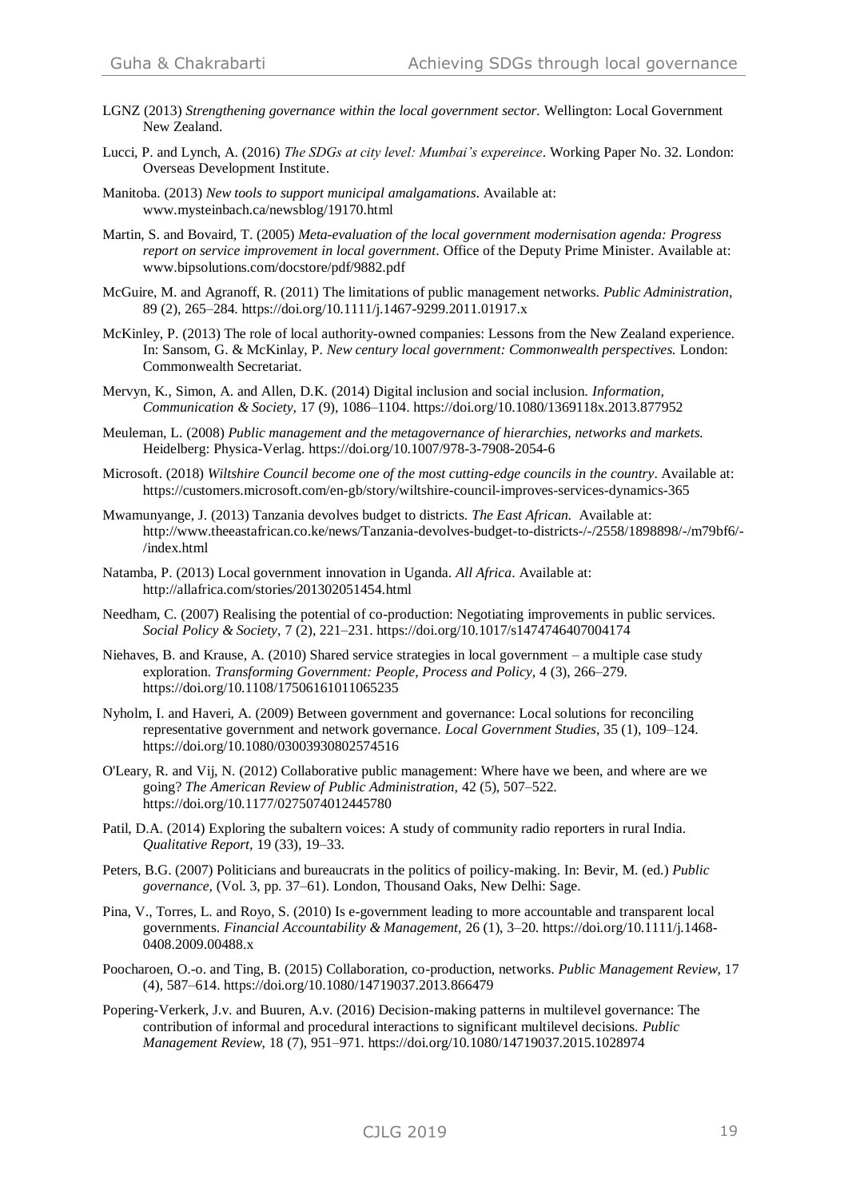LGNZ (2013) *Strengthening governance within the local government sector.* Wellington: Local Government New Zealand.

Lucci, P. and Lynch, A. (2016) *The SDGs at city level: Mumbai's expereince*. Working Paper No. 32. London: Overseas Development Institute.

Manitoba. (2013) *New tools to support municipal amalgamations.* Available at: www.mysteinbach.ca/newsblog/19170.html

Martin, S. and Bovaird, T. (2005) *Meta-evaluation of the local government modernisation agenda: Progress report on service improvement in local government*. Office of the Deputy Prime Minister. Available at: www.bipsolutions.com/docstore/pdf/9882.pdf

McGuire, M. and Agranoff, R. (2011) The limitations of public management networks. *Public Administration*, 89 (2), 265–284. https://doi.org/10.1111/j.1467-9299.2011.01917.x

McKinley, P. (2013) The role of local authority-owned companies: Lessons from the New Zealand experience. In: Sansom, G. & McKinlay, P. *New century local government: Commonwealth perspectives.* London: Commonwealth Secretariat.

Mervyn, K., Simon, A. and Allen, D.K. (2014) Digital inclusion and social inclusion. *Information, Communication & Society,* 17 (9), 1086–1104. https://doi.org/10.1080/1369118x.2013.877952

Meuleman, L. (2008) *Public management and the metagovernance of hierarchies, networks and markets.* Heidelberg: Physica-Verlag. https://doi.org/10.1007/978-3-7908-2054-6

Microsoft. (2018) *Wiltshire Council become one of the most cutting-edge councils in the country*. Available at: https://customers.microsoft.com/en-gb/story/wiltshire-council-improves-services-dynamics-365

Mwamunyange, J. (2013) Tanzania devolves budget to districts. *The East African.* Available at: http://www.theeastafrican.co.ke/news/Tanzania-devolves-budget-to-districts-/-/2558/1898898/-/m79bf6/-/index.html

Natamba, P. (2013) Local government innovation in Uganda. *All Africa*. Available at: http://allafrica.com/stories/201302051454.html

Needham, C. (2007) Realising the potential of co-production: Negotiating improvements in public services. *Social Policy & Society,* 7 (2), 221–231. https://doi.org/10.1017/s1474746407004174

Niehaves, B. and Krause, A. (2010) Shared service strategies in local government – a multiple case study exploration. *Transforming Government: People, Process and Policy,* 4 (3), 266–279. https://doi.org/10.1108/17506161011065235

Nyholm, I. and Haveri, A. (2009) Between government and governance: Local solutions for reconciling representative government and network governance. *Local Government Studies*, 35 (1), 109–124. https://doi.org/10.1080/03003930802574516

O'Leary, R. and Vij, N. (2012) Collaborative public management: Where have we been, and where are we going? *The American Review of Public Administration,* 42 (5), 507–522. https://doi.org/10.1177/0275074012445780

Patil, D.A. (2014) Exploring the subaltern voices: A study of community radio reporters in rural India. *Qualitative Report,* 19 (33), 19–33.

Peters, B.G. (2007) Politicians and bureaucrats in the politics of poilicy-making. In: Bevir, M. (ed.) *Public governance,* (Vol. 3, pp. 37–61). London, Thousand Oaks, New Delhi: Sage.

Pina, V., Torres, L. and Royo, S. (2010) Is e-government leading to more accountable and transparent local governments. *Financial Accountability & Management,* 26 (1), 3–20. https://doi.org/10.1111/j.1468-0408.2009.00488.x

Poocharoen, O.-o. and Ting, B. (2015) Collaboration, co-production, networks. *Public Management Review,* 17 (4), 587–614. https://doi.org/10.1080/14719037.2013.866479

Popering-Verkerk, J.v. and Buuren, A.v. (2016) Decision-making patterns in multilevel governance: The contribution of informal and procedural interactions to significant multilevel decisions. *Public Management Review*, 18 (7), 951–971. https://doi.org/10.1080/14719037.2015.1028974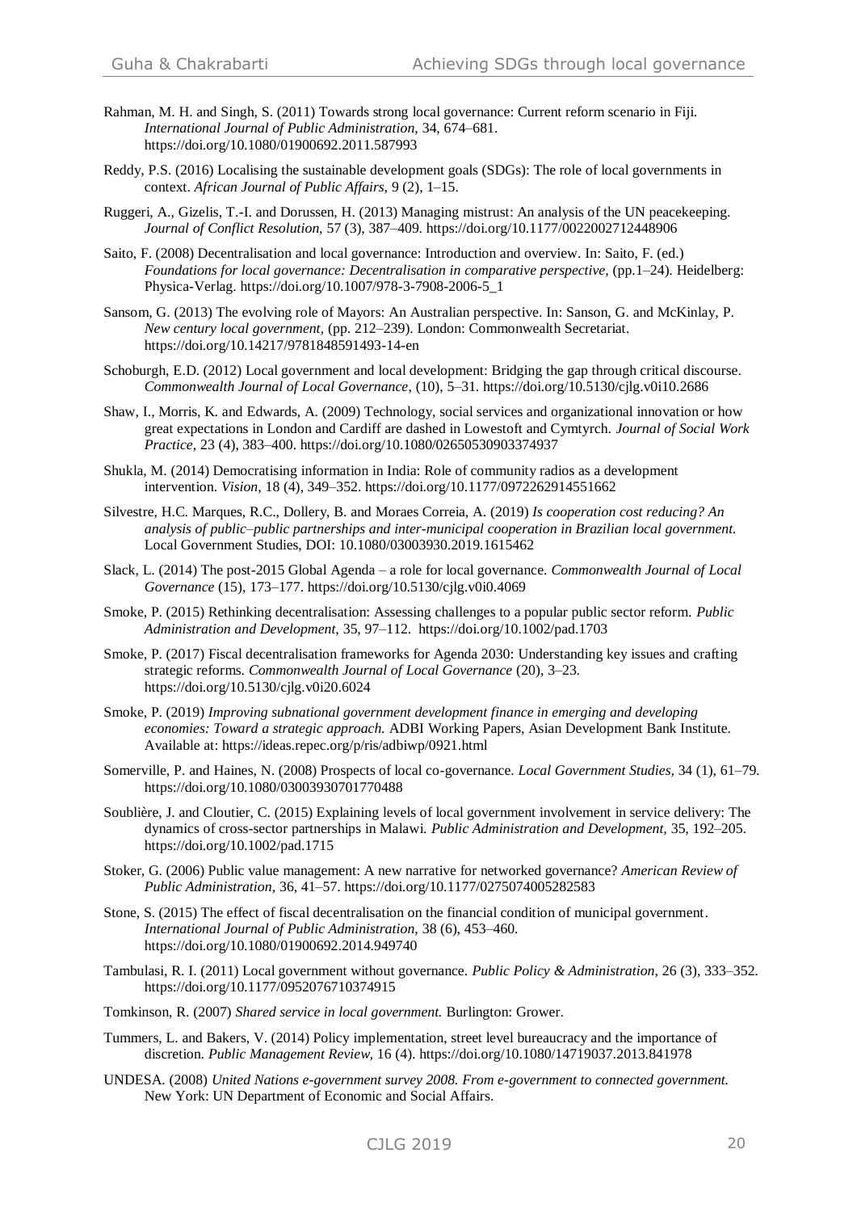Rahman, M. H. and Singh, S. (2011) Towards strong local governance: Current reform scenario in Fiji. *International Journal of Public Administration,* 34, 674–681. https://doi.org/10.1080/01900692.2011.587993

Reddy, P.S. (2016) Localising the sustainable development goals (SDGs): The role of local governments in context. *African Journal of Public Affairs,* 9 (2), 1–15.

Ruggeri, A., Gizelis, T.-I. and Dorussen, H. (2013) Managing mistrust: An analysis of the UN peacekeeping. *Journal of Conflict Resolution,* 57 (3), 387–409. https://doi.org/10.1177/0022002712448906

Saito, F. (2008) Decentralisation and local governance: Introduction and overview. In: Saito, F. (ed.) *Foundations for local governance: Decentralisation in comparative perspective,* (pp.1–24). Heidelberg: Physica-Verlag. https://doi.org/10.1007/978-3-7908-2006-5_1

Sansom, G. (2013) The evolving role of Mayors: An Australian perspective. In: Sanson, G. and McKinlay, P. *New century local government,* (pp. 212–239). London: Commonwealth Secretariat. https://doi.org/10.14217/9781848591493-14-en

Schoburgh, E.D. (2012) Local government and local development: Bridging the gap through critical discourse. *Commonwealth Journal of Local Governance*, (10), 5–31. https://doi.org/10.5130/cjlg.v0i10.2686

Shaw, I., Morris, K. and Edwards, A. (2009) Technology, social services and organizational innovation or how great expectations in London and Cardiff are dashed in Lowestoft and Cymtyrch. *Journal of Social Work Practice*, 23 (4), 383–400. https://doi.org/10.1080/02650530903374937

Shukla, M. (2014) Democratising information in India: Role of community radios as a development intervention. *Vision,* 18 (4), 349–352. https://doi.org/10.1177/0972262914551662

Silvestre, H.C. Marques, R.C., Dollery, B. and Moraes Correia, A. (2019) *Is cooperation cost reducing? An analysis of public–public partnerships and inter-municipal cooperation in Brazilian local government.* Local Government Studies, DOI: 10.1080/03003930.2019.1615462

Slack, L. (2014) The post-2015 Global Agenda – a role for local governance. *Commonwealth Journal of Local Governance* (15), 173–177. https://doi.org/10.5130/cjlg.v0i0.4069

Smoke, P. (2015) Rethinking decentralisation: Assessing challenges to a popular public sector reform. *Public Administration and Development,* 35, 97–112. https://doi.org/10.1002/pad.1703

Smoke, P. (2017) Fiscal decentralisation frameworks for Agenda 2030: Understanding key issues and crafting strategic reforms. *Commonwealth Journal of Local Governance* (20), 3–23. https://doi.org/10.5130/cjlg.v0i20.6024

Smoke, P. (2019) *Improving subnational government development finance in emerging and developing economies: Toward a strategic approach.* ADBI Working Papers, Asian Development Bank Institute. Available at: https://ideas.repec.org/p/ris/adbiwp/0921.html

Somerville, P. and Haines, N. (2008) Prospects of local co-governance. *Local Government Studies,* 34 (1), 61–79. https://doi.org/10.1080/03003930701770488

Soublière, J. and Cloutier, C. (2015) Explaining levels of local government involvement in service delivery: The dynamics of cross-sector partnerships in Malawi. *Public Administration and Development,* 35, 192–205. https://doi.org/10.1002/pad.1715

Stoker, G. (2006) Public value management: A new narrative for networked governance? *American Review of Public Administration,* 36, 41–57. https://doi.org/10.1177/0275074005282583

Stone, S. (2015) The effect of fiscal decentralisation on the financial condition of municipal government. *International Journal of Public Administration,* 38 (6), 453–460. https://doi.org/10.1080/01900692.2014.949740

Tambulasi, R. I. (2011) Local government without governance. *Public Policy & Administration,* 26 (3), 333–352. https://doi.org/10.1177/0952076710374915

Tomkinson, R. (2007) *Shared service in local government.* Burlington: Grower.

Tummers, L. and Bakers, V. (2014) Policy implementation, street level bureaucracy and the importance of discretion. *Public Management Review,* 16 (4). https://doi.org/10.1080/14719037.2013.841978

UNDESA. (2008) *United Nations e-government survey 2008. From e-government to connected government.* New York: UN Department of Economic and Social Affairs.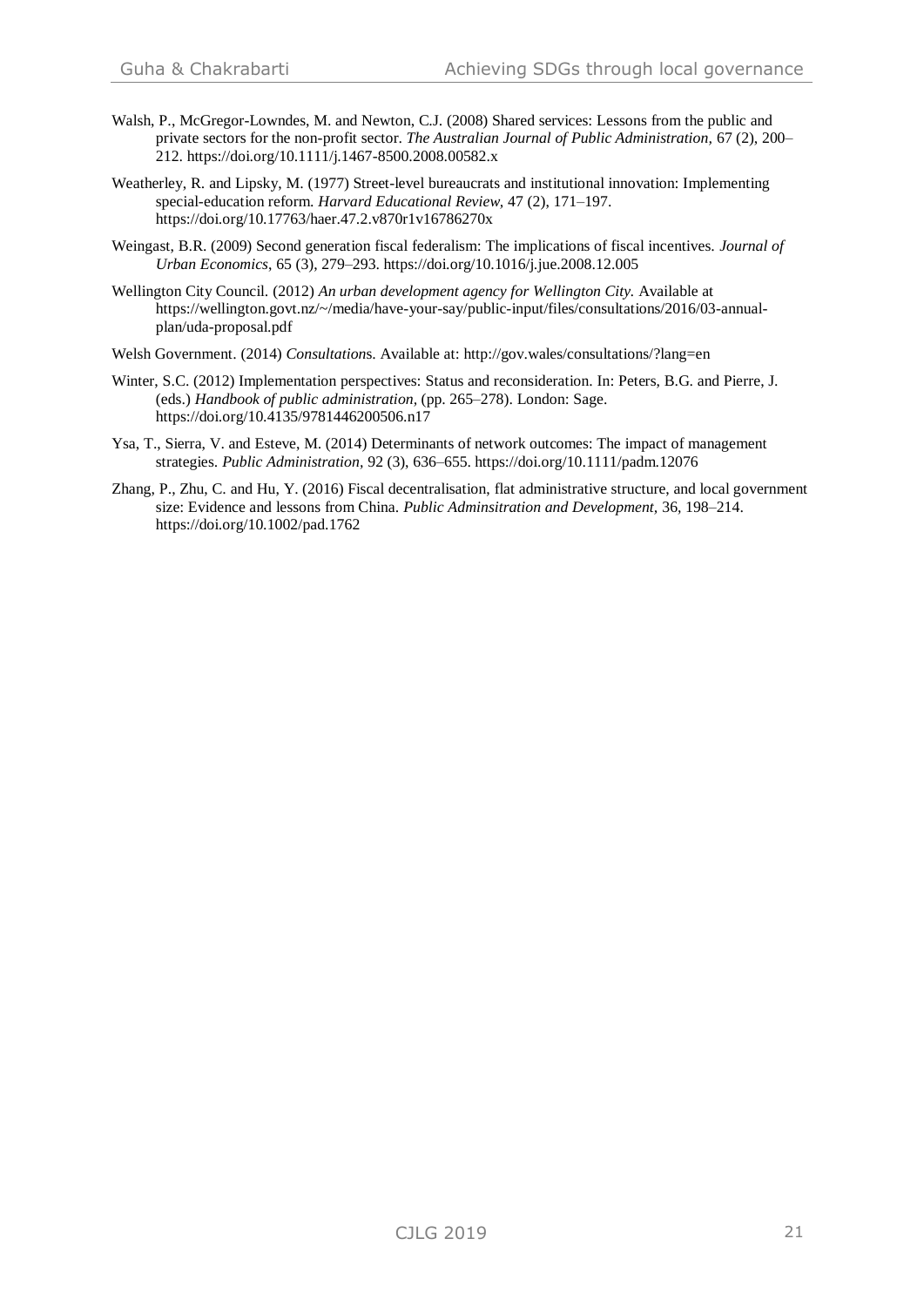Walsh, P., McGregor-Lowndes, M. and Newton, C.J. (2008) Shared services: Lessons from the public and private sectors for the non-profit sector. *The Australian Journal of Public Administration,* 67 (2), 200–212. https://doi.org/10.1111/j.1467-8500.2008.00582.x

Weatherley, R. and Lipsky, M. (1977) Street-level bureaucrats and institutional innovation: Implementing special-education reform. *Harvard Educational Review*, 47 (2), 171–197. https://doi.org/10.17763/haer.47.2.v870r1v16786270x

Weingast, B.R. (2009) Second generation fiscal federalism: The implications of fiscal incentives. *Journal of Urban Economics*, 65 (3), 279–293. https://doi.org/10.1016/j.jue.2008.12.005

Wellington City Council. (2012) *An urban development agency for Wellington City.* Available at https://wellington.govt.nz/~/media/have-your-say/public-input/files/consultations/2016/03-annual-plan/uda-proposal.pdf

Welsh Government. (2014) *Consultation*s. Available at: http://gov.wales/consultations/?lang=en

Winter, S.C. (2012) Implementation perspectives: Status and reconsideration. In: Peters, B.G. and Pierre, J. (eds.) *Handbook of public administration*, (pp. 265–278). London: Sage. https://doi.org/10.4135/9781446200506.n17

Ysa, T., Sierra, V. and Esteve, M. (2014) Determinants of network outcomes: The impact of management strategies. *Public Administration*, 92 (3), 636–655. https://doi.org/10.1111/padm.12076

Zhang, P., Zhu, C. and Hu, Y. (2016) Fiscal decentralisation, flat administrative structure, and local government size: Evidence and lessons from China. *Public Adminsitration and Development,* 36, 198–214. https://doi.org/10.1002/pad.1762